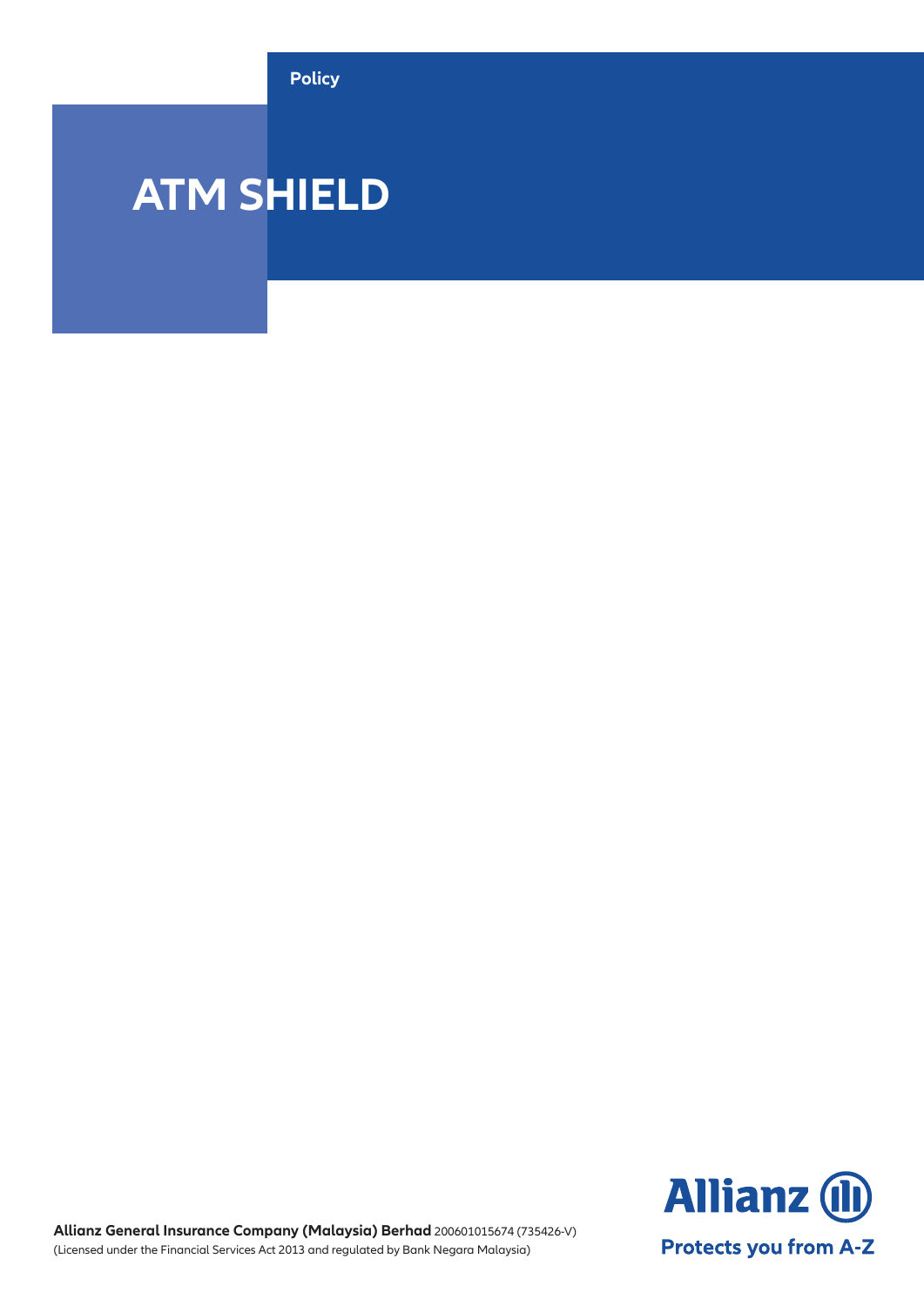Policy

# ATM SHIELD

**Allianz General Insurance Company (Malaysia) Berhad** 200601015674 (735426-V)
(Licensed under the Financial Services Act 2013 and regulated by Bank Negara Malaysia)

Allianz

Protects you from A-Z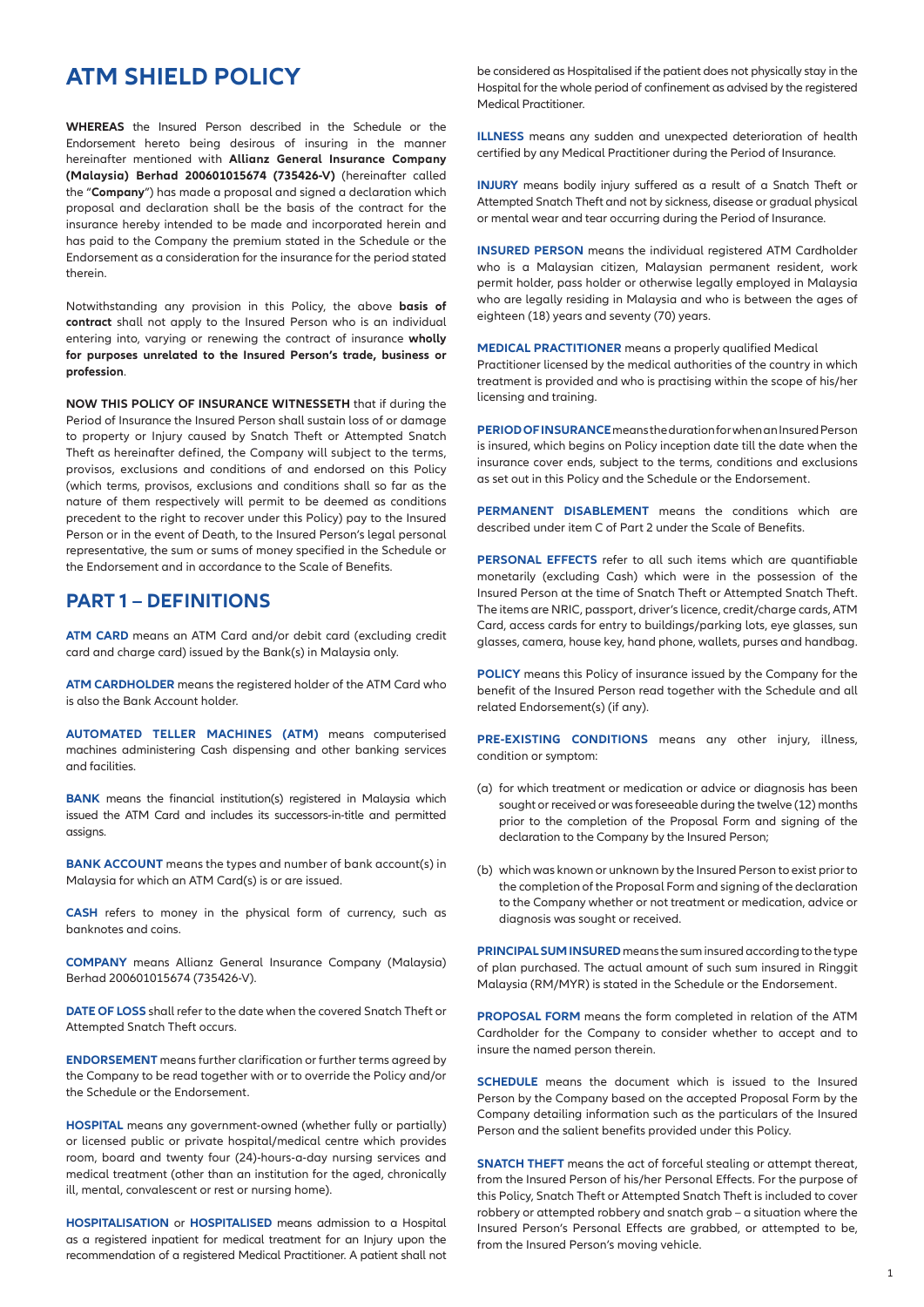# ATM SHIELD POLICY

**WHEREAS** the Insured Person described in the Schedule or the Endorsement hereto being desirous of insuring in the manner hereinafter mentioned with **Allianz General Insurance Company (Malaysia) Berhad 200601015674 (735426-V)** (hereinafter called the "**Company**") has made a proposal and signed a declaration which proposal and declaration shall be the basis of the contract for the insurance hereby intended to be made and incorporated herein and has paid to the Company the premium stated in the Schedule or the Endorsement as a consideration for the insurance for the period stated therein.

Notwithstanding any provision in this Policy, the above **basis of contract** shall not apply to the Insured Person who is an individual entering into, varying or renewing the contract of insurance **wholly for purposes unrelated to the Insured Person's trade, business or profession**.

**NOW THIS POLICY OF INSURANCE WITNESSETH** that if during the Period of Insurance the Insured Person shall sustain loss of or damage to property or Injury caused by Snatch Theft or Attempted Snatch Theft as hereinafter defined, the Company will subject to the terms, provisos, exclusions and conditions of and endorsed on this Policy (which terms, provisos, exclusions and conditions shall so far as the nature of them respectively will permit to be deemed as conditions precedent to the right to recover under this Policy) pay to the Insured Person or in the event of Death, to the Insured Person's legal personal representative, the sum or sums of money specified in the Schedule or the Endorsement and in accordance to the Scale of Benefits.

## PART 1 – DEFINITIONS

**ATM CARD** means an ATM Card and/or debit card (excluding credit card and charge card) issued by the Bank(s) in Malaysia only.

**ATM CARDHOLDER** means the registered holder of the ATM Card who is also the Bank Account holder.

**AUTOMATED TELLER MACHINES (ATM)** means computerised machines administering Cash dispensing and other banking services and facilities.

**BANK** means the financial institution(s) registered in Malaysia which issued the ATM Card and includes its successors-in-title and permitted assigns.

**BANK ACCOUNT** means the types and number of bank account(s) in Malaysia for which an ATM Card(s) is or are issued.

**CASH** refers to money in the physical form of currency, such as banknotes and coins.

**COMPANY** means Allianz General Insurance Company (Malaysia) Berhad 200601015674 (735426-V).

**DATE OF LOSS** shall refer to the date when the covered Snatch Theft or Attempted Snatch Theft occurs.

**ENDORSEMENT** means further clarification or further terms agreed by the Company to be read together with or to override the Policy and/or the Schedule or the Endorsement.

**HOSPITAL** means any government-owned (whether fully or partially) or licensed public or private hospital/medical centre which provides room, board and twenty four (24)-hours-a-day nursing services and medical treatment (other than an institution for the aged, chronically ill, mental, convalescent or rest or nursing home).

**HOSPITALISATION** or **HOSPITALISED** means admission to a Hospital as a registered inpatient for medical treatment for an Injury upon the recommendation of a registered Medical Practitioner. A patient shall not be considered as Hospitalised if the patient does not physically stay in the Hospital for the whole period of confinement as advised by the registered Medical Practitioner.

**ILLNESS** means any sudden and unexpected deterioration of health certified by any Medical Practitioner during the Period of Insurance.

**INJURY** means bodily injury suffered as a result of a Snatch Theft or Attempted Snatch Theft and not by sickness, disease or gradual physical or mental wear and tear occurring during the Period of Insurance.

**INSURED PERSON** means the individual registered ATM Cardholder who is a Malaysian citizen, Malaysian permanent resident, work permit holder, pass holder or otherwise legally employed in Malaysia who are legally residing in Malaysia and who is between the ages of eighteen (18) years and seventy (70) years.

**MEDICAL PRACTITIONER** means a properly qualified Medical Practitioner licensed by the medical authorities of the country in which treatment is provided and who is practising within the scope of his/her licensing and training.

**PERIOD OF INSURANCE** means the duration for when an Insured Person is insured, which begins on Policy inception date till the date when the insurance cover ends, subject to the terms, conditions and exclusions as set out in this Policy and the Schedule or the Endorsement.

**PERMANENT DISABLEMENT** means the conditions which are described under item C of Part 2 under the Scale of Benefits.

**PERSONAL EFFECTS** refer to all such items which are quantifiable monetarily (excluding Cash) which were in the possession of the Insured Person at the time of Snatch Theft or Attempted Snatch Theft. The items are NRIC, passport, driver's licence, credit/charge cards, ATM Card, access cards for entry to buildings/parking lots, eye glasses, sun glasses, camera, house key, hand phone, wallets, purses and handbag.

**POLICY** means this Policy of insurance issued by the Company for the benefit of the Insured Person read together with the Schedule and all related Endorsement(s) (if any).

**PRE-EXISTING CONDITIONS** means any other injury, illness, condition or symptom:

(a) for which treatment or medication or advice or diagnosis has been sought or received or was foreseeable during the twelve (12) months prior to the completion of the Proposal Form and signing of the declaration to the Company by the Insured Person;

(b) which was known or unknown by the Insured Person to exist prior to the completion of the Proposal Form and signing of the declaration to the Company whether or not treatment or medication, advice or diagnosis was sought or received.

**PRINCIPAL SUM INSURED** means the sum insured according to the type of plan purchased. The actual amount of such sum insured in Ringgit Malaysia (RM/MYR) is stated in the Schedule or the Endorsement.

**PROPOSAL FORM** means the form completed in relation of the ATM Cardholder for the Company to consider whether to accept and to insure the named person therein.

**SCHEDULE** means the document which is issued to the Insured Person by the Company based on the accepted Proposal Form by the Company detailing information such as the particulars of the Insured Person and the salient benefits provided under this Policy.

**SNATCH THEFT** means the act of forceful stealing or attempt thereat, from the Insured Person of his/her Personal Effects. For the purpose of this Policy, Snatch Theft or Attempted Snatch Theft is included to cover robbery or attempted robbery and snatch grab – a situation where the Insured Person's Personal Effects are grabbed, or attempted to be, from the Insured Person's moving vehicle.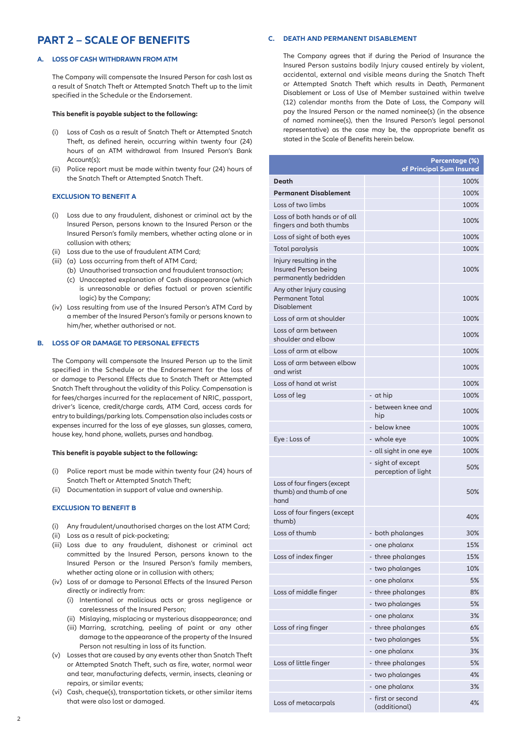# PART 2 – SCALE OF BENEFITS

## A. LOSS OF CASH WITHDRAWN FROM ATM

The Company will compensate the Insured Person for cash lost as a result of Snatch Theft or Attempted Snatch Theft up to the limit specified in the Schedule or the Endorsement.

**This benefit is payable subject to the following:**

(i) Loss of Cash as a result of Snatch Theft or Attempted Snatch Theft, as defined herein, occurring within twenty four (24) hours of an ATM withdrawal from Insured Person's Bank Account(s);
(ii) Police report must be made within twenty four (24) hours of the Snatch Theft or Attempted Snatch Theft.

### EXCLUSION TO BENEFIT A

(i) Loss due to any fraudulent, dishonest or criminal act by the Insured Person, persons known to the Insured Person or the Insured Person's family members, whether acting alone or in collusion with others;
(ii) Loss due to the use of fraudulent ATM Card;
(iii) (a) Loss occurring from theft of ATM Card;
  (b) Unauthorised transaction and fraudulent transaction;
  (c) Unaccepted explanation of Cash disappearance (which is unreasonable or defies factual or proven scientific logic) by the Company;
(iv) Loss resulting from use of the Insured Person's ATM Card by a member of the Insured Person's family or persons known to him/her, whether authorised or not.

## B. LOSS OF OR DAMAGE TO PERSONAL EFFECTS

The Company will compensate the Insured Person up to the limit specified in the Schedule or the Endorsement for the loss of or damage to Personal Effects due to Snatch Theft or Attempted Snatch Theft throughout the validity of this Policy. Compensation is for fees/charges incurred for the replacement of NRIC, passport, driver's licence, credit/charge cards, ATM Card, access cards for entry to buildings/parking lots. Compensation also includes costs or expenses incurred for the loss of eye glasses, sun glasses, camera, house key, hand phone, wallets, purses and handbag.

**This benefit is payable subject to the following:**

(i) Police report must be made within twenty four (24) hours of Snatch Theft or Attempted Snatch Theft;
(ii) Documentation in support of value and ownership.

### EXCLUSION TO BENEFIT B

(i) Any fraudulent/unauthorised charges on the lost ATM Card;
(ii) Loss as a result of pick-pocketing;
(iii) Loss due to any fraudulent, dishonest or criminal act committed by the Insured Person, persons known to the Insured Person or the Insured Person's family members, whether acting alone or in collusion with others;
(iv) Loss of or damage to Personal Effects of the Insured Person directly or indirectly from:
  (i) Intentional or malicious acts or gross negligence or carelessness of the Insured Person;
  (ii) Mislaying, misplacing or mysterious disappearance; and
  (iii) Marring, scratching, peeling of paint or any other damage to the appearance of the property of the Insured Person not resulting in loss of its function.
(v) Losses that are caused by any events other than Snatch Theft or Attempted Snatch Theft, such as fire, water, normal wear and tear, manufacturing defects, vermin, insects, cleaning or repairs, or similar events;
(vi) Cash, cheque(s), transportation tickets, or other similar items that were also lost or damaged.

## C. DEATH AND PERMANENT DISABLEMENT

The Company agrees that if during the Period of Insurance the Insured Person sustains bodily Injury caused entirely by violent, accidental, external and visible means during the Snatch Theft or Attempted Snatch Theft which results in Death, Permanent Disablement or Loss of Use of Member sustained within twelve (12) calendar months from the Date of Loss, the Company will pay the Insured Person or the named nominee(s) (in the absence of named nominee(s), then the Insured Person's legal personal representative) as the case may be, the appropriate benefit as stated in the Scale of Benefits herein below.

| | | Percentage (%) of Principal Sum Insured |
|---|---|---|
| **Death** | | 100% |
| **Permanent Disablement** | | 100% |
| Loss of two limbs | | 100% |
| Loss of both hands or of all fingers and both thumbs | | 100% |
| Loss of sight of both eyes | | 100% |
| Total paralysis | | 100% |
| Injury resulting in the Insured Person being permanently bedridden | | 100% |
| Any other Injury causing Permanent Total Disablement | | 100% |
| Loss of arm at shoulder | | 100% |
| Loss of arm between shoulder and elbow | | 100% |
| Loss of arm at elbow | | 100% |
| Loss of arm between elbow and wrist | | 100% |
| Loss of hand at wrist | | 100% |
| Loss of leg | - at hip | 100% |
| | - between knee and hip | 100% |
| | - below knee | 100% |
| Eye : Loss of | - whole eye | 100% |
| | - all sight in one eye | 100% |
| | - sight of except perception of light | 50% |
| Loss of four fingers (except thumb) and thumb of one hand | | 50% |
| Loss of four fingers (except thumb) | | 40% |
| Loss of thumb | - both phalanges | 30% |
| | - one phalanx | 15% |
| Loss of index finger | - three phalanges | 15% |
| | - two phalanges | 10% |
| | - one phalanx | 5% |
| Loss of middle finger | - three phalanges | 8% |
| | - two phalanges | 5% |
| | - one phalanx | 3% |
| Loss of ring finger | - three phalanges | 6% |
| | - two phalanges | 5% |
| | - one phalanx | 3% |
| Loss of little finger | - three phalanges | 5% |
| | - two phalanges | 4% |
| | - one phalanx | 3% |
| Loss of metacarpals | - first or second (additional) | 4% |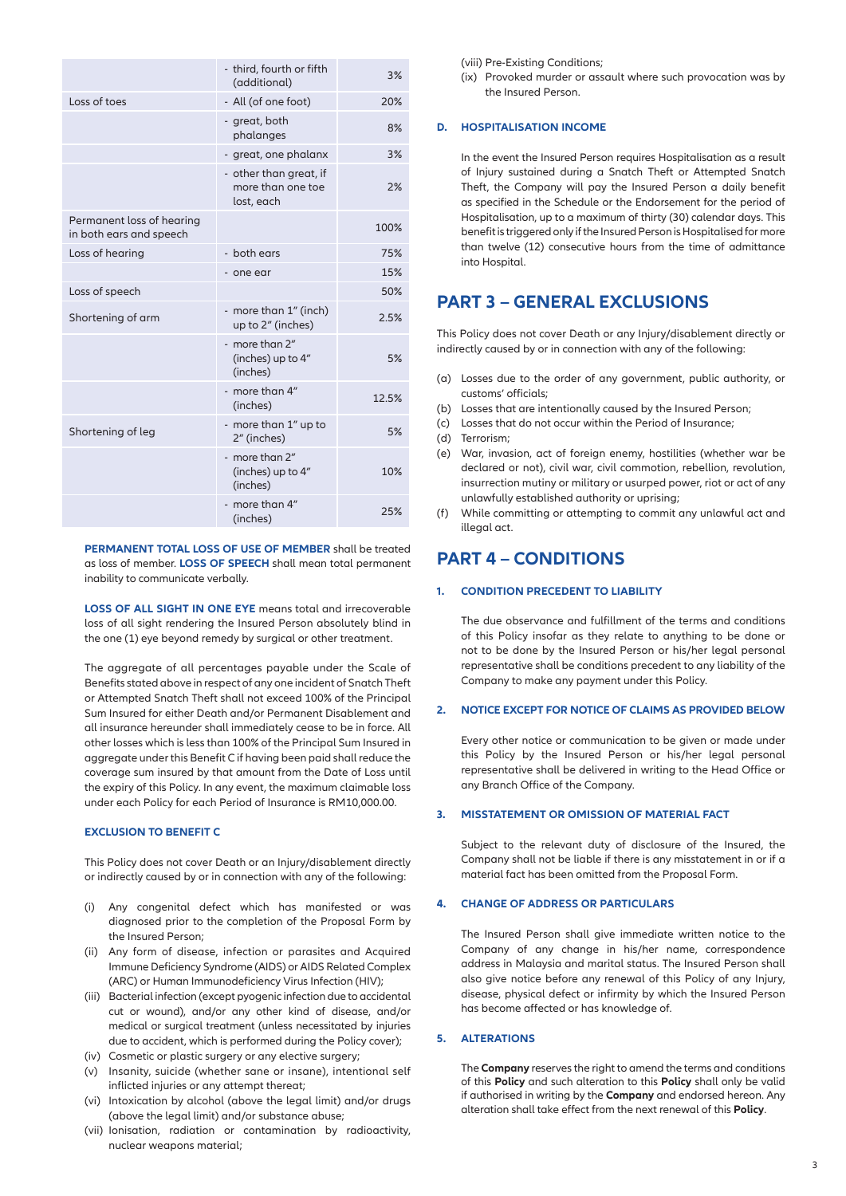|  |  |  |
| --- | --- | --- |
|  | - third, fourth or fifth (additional) | 3% |
| Loss of toes | - All (of one foot) | 20% |
|  | - great, both phalanges | 8% |
|  | - great, one phalanx | 3% |
|  | - other than great, if more than one toe lost, each | 2% |
| Permanent loss of hearing in both ears and speech |  | 100% |
| Loss of hearing | - both ears | 75% |
|  | - one ear | 15% |
| Loss of speech |  | 50% |
| Shortening of arm | - more than 1" (inch) up to 2" (inches) | 2.5% |
|  | - more than 2" (inches) up to 4" (inches) | 5% |
|  | - more than 4" (inches) | 12.5% |
| Shortening of leg | - more than 1" up to 2" (inches) | 5% |
|  | - more than 2" (inches) up to 4" (inches) | 10% |
|  | - more than 4" (inches) | 25% |

**PERMANENT TOTAL LOSS OF USE OF MEMBER** shall be treated as loss of member. **LOSS OF SPEECH** shall mean total permanent inability to communicate verbally.

**LOSS OF ALL SIGHT IN ONE EYE** means total and irrecoverable loss of all sight rendering the Insured Person absolutely blind in the one (1) eye beyond remedy by surgical or other treatment.

The aggregate of all percentages payable under the Scale of Benefits stated above in respect of any one incident of Snatch Theft or Attempted Snatch Theft shall not exceed 100% of the Principal Sum Insured for either Death and/or Permanent Disablement and all insurance hereunder shall immediately cease to be in force. All other losses which is less than 100% of the Principal Sum Insured in aggregate under this Benefit C if having been paid shall reduce the coverage sum insured by that amount from the Date of Loss until the expiry of this Policy. In any event, the maximum claimable loss under each Policy for each Period of Insurance is RM10,000.00.

**EXCLUSION TO BENEFIT C**

This Policy does not cover Death or an Injury/disablement directly or indirectly caused by or in connection with any of the following:

(i) Any congenital defect which has manifested or was diagnosed prior to the completion of the Proposal Form by the Insured Person;
(ii) Any form of disease, infection or parasites and Acquired Immune Deficiency Syndrome (AIDS) or AIDS Related Complex (ARC) or Human Immunodeficiency Virus Infection (HIV);
(iii) Bacterial infection (except pyogenic infection due to accidental cut or wound), and/or any other kind of disease, and/or medical or surgical treatment (unless necessitated by injuries due to accident, which is performed during the Policy cover);
(iv) Cosmetic or plastic surgery or any elective surgery;
(v) Insanity, suicide (whether sane or insane), intentional self inflicted injuries or any attempt thereat;
(vi) Intoxication by alcohol (above the legal limit) and/or drugs (above the legal limit) and/or substance abuse;
(vii) Ionisation, radiation or contamination by radioactivity, nuclear weapons material;
(viii) Pre-Existing Conditions;
(ix) Provoked murder or assault where such provocation was by the Insured Person.

### D. HOSPITALISATION INCOME

In the event the Insured Person requires Hospitalisation as a result of Injury sustained during a Snatch Theft or Attempted Snatch Theft, the Company will pay the Insured Person a daily benefit as specified in the Schedule or the Endorsement for the period of Hospitalisation, up to a maximum of thirty (30) calendar days. This benefit is triggered only if the Insured Person is Hospitalised for more than twelve (12) consecutive hours from the time of admittance into Hospital.

## PART 3 – GENERAL EXCLUSIONS

This Policy does not cover Death or any Injury/disablement directly or indirectly caused by or in connection with any of the following:

(a) Losses due to the order of any government, public authority, or customs' officials;
(b) Losses that are intentionally caused by the Insured Person;
(c) Losses that do not occur within the Period of Insurance;
(d) Terrorism;
(e) War, invasion, act of foreign enemy, hostilities (whether war be declared or not), civil war, civil commotion, rebellion, revolution, insurrection mutiny or military or usurped power, riot or act of any unlawfully established authority or uprising;
(f) While committing or attempting to commit any unlawful act and illegal act.

## PART 4 – CONDITIONS

### 1. CONDITION PRECEDENT TO LIABILITY

The due observance and fulfillment of the terms and conditions of this Policy insofar as they relate to anything to be done or not to be done by the Insured Person or his/her legal personal representative shall be conditions precedent to any liability of the Company to make any payment under this Policy.

### 2. NOTICE EXCEPT FOR NOTICE OF CLAIMS AS PROVIDED BELOW

Every other notice or communication to be given or made under this Policy by the Insured Person or his/her legal personal representative shall be delivered in writing to the Head Office or any Branch Office of the Company.

### 3. MISSTATEMENT OR OMISSION OF MATERIAL FACT

Subject to the relevant duty of disclosure of the Insured, the Company shall not be liable if there is any misstatement in or if a material fact has been omitted from the Proposal Form.

### 4. CHANGE OF ADDRESS OR PARTICULARS

The Insured Person shall give immediate written notice to the Company of any change in his/her name, correspondence address in Malaysia and marital status. The Insured Person shall also give notice before any renewal of this Policy of any Injury, disease, physical defect or infirmity by which the Insured Person has become affected or has knowledge of.

### 5. ALTERATIONS

The **Company** reserves the right to amend the terms and conditions of this **Policy** and such alteration to this **Policy** shall only be valid if authorised in writing by the **Company** and endorsed hereon. Any alteration shall take effect from the next renewal of this **Policy**.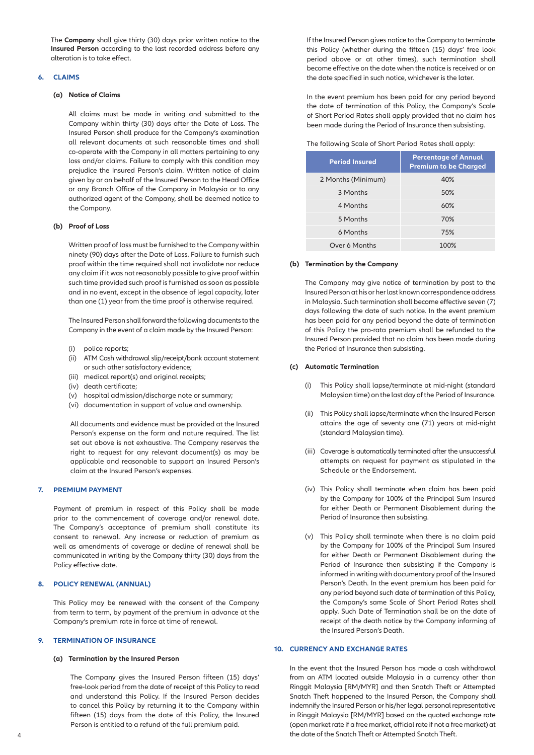The **Company** shall give thirty (30) days prior written notice to the **Insured Person** according to the last recorded address before any alteration is to take effect.

## 6. CLAIMS

### (a) Notice of Claims

All claims must be made in writing and submitted to the Company within thirty (30) days after the Date of Loss. The Insured Person shall produce for the Company's examination all relevant documents at such reasonable times and shall co-operate with the Company in all matters pertaining to any loss and/or claims. Failure to comply with this condition may prejudice the Insured Person's claim. Written notice of claim given by or on behalf of the Insured Person to the Head Office or any Branch Office of the Company in Malaysia or to any authorized agent of the Company, shall be deemed notice to the Company.

### (b) Proof of Loss

Written proof of loss must be furnished to the Company within ninety (90) days after the Date of Loss. Failure to furnish such proof within the time required shall not invalidate nor reduce any claim if it was not reasonably possible to give proof within such time provided such proof is furnished as soon as possible and in no event, except in the absence of legal capacity, later than one (1) year from the time proof is otherwise required.

The Insured Person shall forward the following documents to the Company in the event of a claim made by the Insured Person:

- (i) police reports;
- (ii) ATM Cash withdrawal slip/receipt/bank account statement or such other satisfactory evidence;
- (iii) medical report(s) and original receipts;
- (iv) death certificate;
- (v) hospital admission/discharge note or summary;
- (vi) documentation in support of value and ownership.

All documents and evidence must be provided at the Insured Person's expense on the form and nature required. The list set out above is not exhaustive. The Company reserves the right to request for any relevant document(s) as may be applicable and reasonable to support an Insured Person's claim at the Insured Person's expenses.

## 7. PREMIUM PAYMENT

Payment of premium in respect of this Policy shall be made prior to the commencement of coverage and/or renewal date. The Company's acceptance of premium shall constitute its consent to renewal. Any increase or reduction of premium as well as amendments of coverage or decline of renewal shall be communicated in writing by the Company thirty (30) days from the Policy effective date.

## 8. POLICY RENEWAL (ANNUAL)

This Policy may be renewed with the consent of the Company from term to term, by payment of the premium in advance at the Company's premium rate in force at time of renewal.

## 9. TERMINATION OF INSURANCE

### (a) Termination by the Insured Person

The Company gives the Insured Person fifteen (15) days' free-look period from the date of receipt of this Policy to read and understand this Policy. If the Insured Person decides to cancel this Policy by returning it to the Company within fifteen (15) days from the date of this Policy, the Insured Person is entitled to a refund of the full premium paid.

If the Insured Person gives notice to the Company to terminate this Policy (whether during the fifteen (15) days' free look period above or at other times), such termination shall become effective on the date when the notice is received or on the date specified in such notice, whichever is the later.

In the event premium has been paid for any period beyond the date of termination of this Policy, the Company's Scale of Short Period Rates shall apply provided that no claim has been made during the Period of Insurance then subsisting.

The following Scale of Short Period Rates shall apply:

| Period Insured | Percentage of Annual Premium to be Charged |
|---|---|
| 2 Months (Minimum) | 40% |
| 3 Months | 50% |
| 4 Months | 60% |
| 5 Months | 70% |
| 6 Months | 75% |
| Over 6 Months | 100% |

### (b) Termination by the Company

The Company may give notice of termination by post to the Insured Person at his or her last known correspondence address in Malaysia. Such termination shall become effective seven (7) days following the date of such notice. In the event premium has been paid for any period beyond the date of termination of this Policy the pro-rata premium shall be refunded to the Insured Person provided that no claim has been made during the Period of Insurance then subsisting.

### (c) Automatic Termination

- (i) This Policy shall lapse/terminate at mid-night (standard Malaysian time) on the last day of the Period of Insurance.
- (ii) This Policy shall lapse/terminate when the Insured Person attains the age of seventy one (71) years at mid-night (standard Malaysian time).
- (iii) Coverage is automatically terminated after the unsuccessful attempts on request for payment as stipulated in the Schedule or the Endorsement.
- (iv) This Policy shall terminate when claim has been paid by the Company for 100% of the Principal Sum Insured for either Death or Permanent Disablement during the Period of Insurance then subsisting.
- (v) This Policy shall terminate when there is no claim paid by the Company for 100% of the Principal Sum Insured for either Death or Permanent Disablement during the Period of Insurance then subsisting if the Company is informed in writing with documentary proof of the Insured Person's Death. In the event premium has been paid for any period beyond such date of termination of this Policy, the Company's same Scale of Short Period Rates shall apply. Such Date of Termination shall be on the date of receipt of the death notice by the Company informing of the Insured Person's Death.

## 10. CURRENCY AND EXCHANGE RATES

In the event that the Insured Person has made a cash withdrawal from an ATM located outside Malaysia in a currency other than Ringgit Malaysia [RM/MYR] and then Snatch Theft or Attempted Snatch Theft happened to the Insured Person, the Company shall indemnify the Insured Person or his/her legal personal representative in Ringgit Malaysia [RM/MYR] based on the quoted exchange rate (open market rate if a free market, official rate if not a free market) at the date of the Snatch Theft or Attempted Snatch Theft.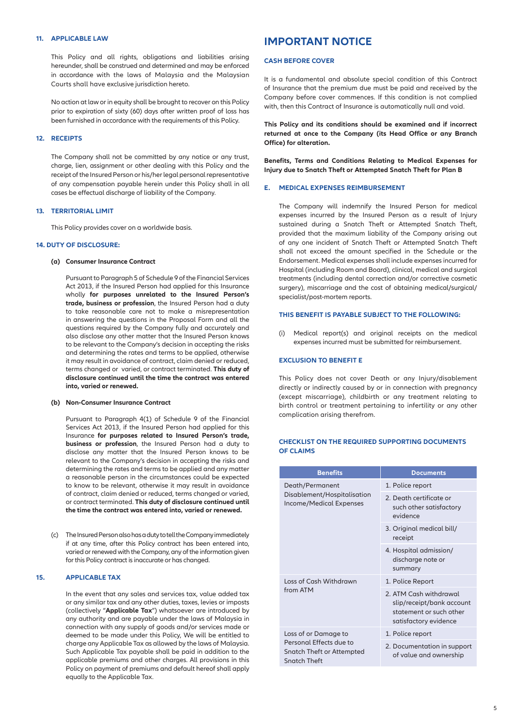### 11. APPLICABLE LAW

This Policy and all rights, obligations and liabilities arising hereunder, shall be construed and determined and may be enforced in accordance with the laws of Malaysia and the Malaysian Courts shall have exclusive jurisdiction hereto.

No action at law or in equity shall be brought to recover on this Policy prior to expiration of sixty (60) days after written proof of loss has been furnished in accordance with the requirements of this Policy.

### 12. RECEIPTS

The Company shall not be committed by any notice or any trust, charge, lien, assignment or other dealing with this Policy and the receipt of the Insured Person or his/her legal personal representative of any compensation payable herein under this Policy shall in all cases be effectual discharge of liability of the Company.

### 13. TERRITORIAL LIMIT

This Policy provides cover on a worldwide basis.

### 14. DUTY OF DISCLOSURE:

**(a) Consumer Insurance Contract**

Pursuant to Paragraph 5 of Schedule 9 of the Financial Services Act 2013, if the Insured Person had applied for this Insurance wholly **for purposes unrelated to the Insured Person's trade, business or profession**, the Insured Person had a duty to take reasonable care not to make a misrepresentation in answering the questions in the Proposal Form and all the questions required by the Company fully and accurately and also disclose any other matter that the Insured Person knows to be relevant to the Company's decision in accepting the risks and determining the rates and terms to be applied, otherwise it may result in avoidance of contract, claim denied or reduced, terms changed or varied, or contract terminated. **This duty of disclosure continued until the time the contract was entered into, varied or renewed.**

**(b) Non-Consumer Insurance Contract**

Pursuant to Paragraph 4(1) of Schedule 9 of the Financial Services Act 2013, if the Insured Person had applied for this Insurance **for purposes related to Insured Person's trade, business or profession**, the Insured Person had a duty to disclose any matter that the Insured Person knows to be relevant to the Company's decision in accepting the risks and determining the rates and terms to be applied and any matter a reasonable person in the circumstances could be expected to know to be relevant, otherwise it may result in avoidance of contract, claim denied or reduced, terms changed or varied, or contract terminated. **This duty of disclosure continued until the time the contract was entered into, varied or renewed.**

(c) The Insured Person also has a duty to tell the Company immediately if at any time, after this Policy contract has been entered into, varied or renewed with the Company, any of the information given for this Policy contract is inaccurate or has changed.

### 15. APPLICABLE TAX

In the event that any sales and services tax, value added tax or any similar tax and any other duties, taxes, levies or imposts (collectively "**Applicable Tax**") whatsoever are introduced by any authority and are payable under the laws of Malaysia in connection with any supply of goods and/or services made or deemed to be made under this Policy, We will be entitled to charge any Applicable Tax as allowed by the laws of Malaysia. Such Applicable Tax payable shall be paid in addition to the applicable premiums and other charges. All provisions in this Policy on payment of premiums and default hereof shall apply equally to the Applicable Tax.

# IMPORTANT NOTICE

### CASH BEFORE COVER

It is a fundamental and absolute special condition of this Contract of Insurance that the premium due must be paid and received by the Company before cover commences. If this condition is not complied with, then this Contract of Insurance is automatically null and void.

**This Policy and its conditions should be examined and if incorrect returned at once to the Company (its Head Office or any Branch Office) for alteration.**

**Benefits, Terms and Conditions Relating to Medical Expenses for Injury due to Snatch Theft or Attempted Snatch Theft for Plan B**

### E. MEDICAL EXPENSES REIMBURSEMENT

The Company will indemnify the Insured Person for medical expenses incurred by the Insured Person as a result of Injury sustained during a Snatch Theft or Attempted Snatch Theft, provided that the maximum liability of the Company arising out of any one incident of Snatch Theft or Attempted Snatch Theft shall not exceed the amount specified in the Schedule or the Endorsement. Medical expenses shall include expenses incurred for Hospital (including Room and Board), clinical, medical and surgical treatments (including dental correction and/or corrective cosmetic surgery), miscarriage and the cost of obtaining medical/surgical/specialist/post-mortem reports.

#### THIS BENEFIT IS PAYABLE SUBJECT TO THE FOLLOWING:

(i) Medical report(s) and original receipts on the medical expenses incurred must be submitted for reimbursement.

#### EXCLUSION TO BENEFIT E

This Policy does not cover Death or any Injury/disablement directly or indirectly caused by or in connection with pregnancy (except miscarriage), childbirth or any treatment relating to birth control or treatment pertaining to infertility or any other complication arising therefrom.

#### CHECKLIST ON THE REQUIRED SUPPORTING DOCUMENTS OF CLAIMS

| Benefits | Documents |
|---|---|
| Death/Permanent Disablement/Hospitalisation Income/Medical Expenses | 1. Police report |
| | 2. Death certificate or such other satisfactory evidence |
| | 3. Original medical bill/ receipt |
| | 4. Hospital admission/ discharge note or summary |
| Loss of Cash Withdrawn from ATM | 1. Police Report |
| | 2. ATM Cash withdrawal slip/receipt/bank account statement or such other satisfactory evidence |
| Loss of or Damage to Personal Effects due to Snatch Theft or Attempted Snatch Theft | 1. Police report |
| | 2. Documentation in support of value and ownership |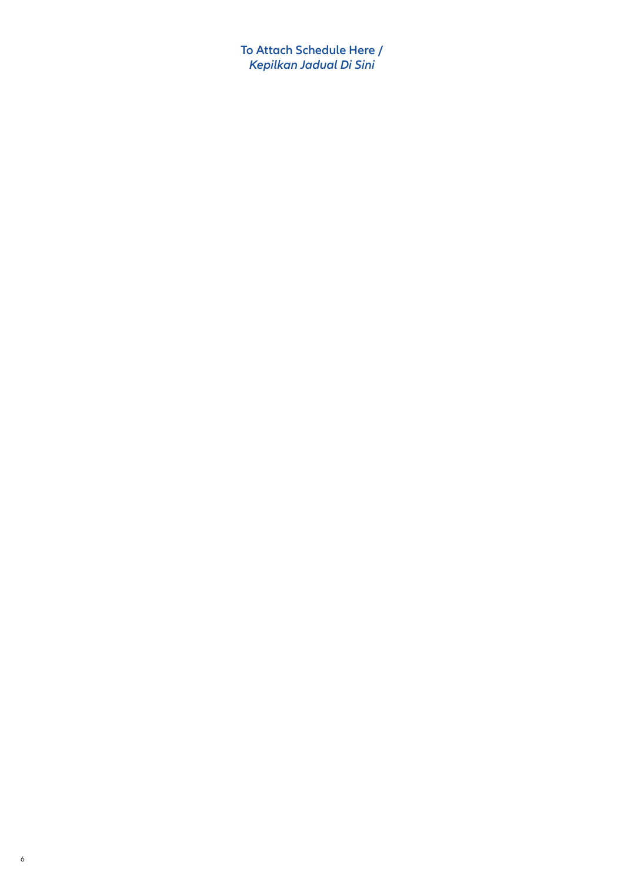**To Attach Schedule Here /**
***Kepilkan Jadual Di Sini***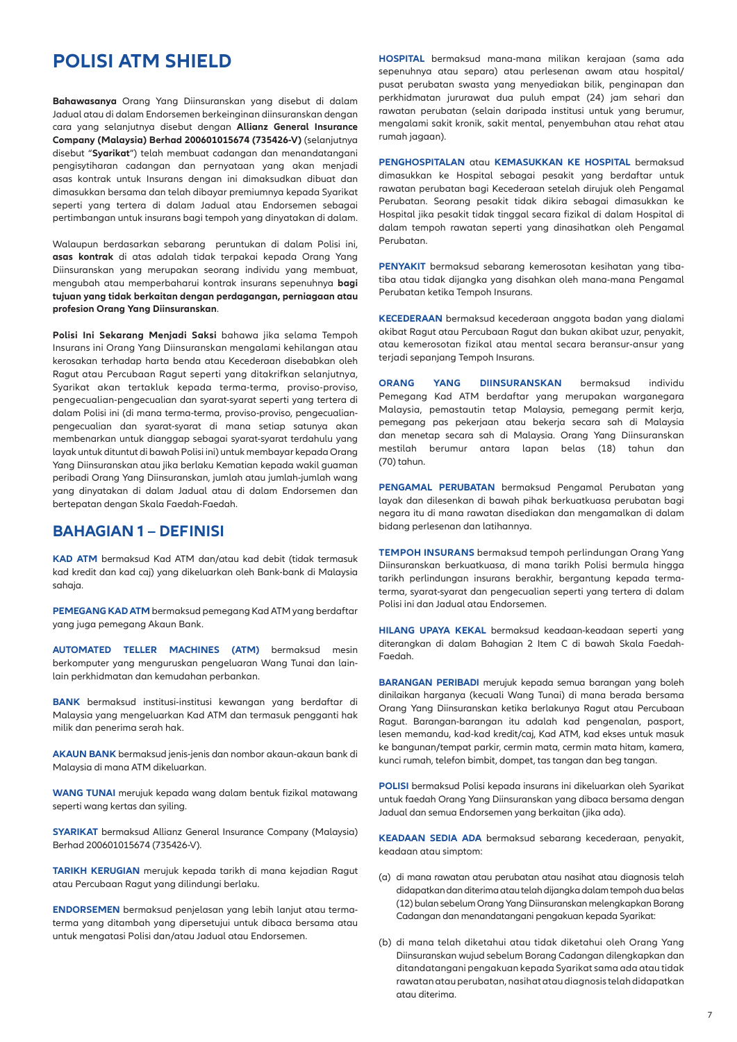# POLISI ATM SHIELD

**Bahawasanya** Orang Yang Diinsuranskan yang disebut di dalam Jadual atau di dalam Endorsemen berkeinginan diinsuranskan dengan cara yang selanjutnya disebut dengan **Allianz General Insurance Company (Malaysia) Berhad 200601015674 (735426-V)** (selanjutnya disebut "**Syarikat**") telah membuat cadangan dan menandatangani pengisytiharan cadangan dan pernyataan yang akan menjadi asas kontrak untuk Insurans dengan ini dimaksudkan dibuat dan dimasukkan bersama dan telah dibayar premiumnya kepada Syarikat seperti yang tertera di dalam Jadual atau Endorsemen sebagai pertimbangan untuk insurans bagi tempoh yang dinyatakan di dalam.

Walaupun berdasarkan sebarang peruntukan di dalam Polisi ini, **asas kontrak** di atas adalah tidak terpakai kepada Orang Yang Diinsuranskan yang merupakan seorang individu yang membuat, mengubah atau memperbaharui kontrak insurans sepenuhnya **bagi tujuan yang tidak berkaitan dengan perdagangan, perniagaan atau profesion Orang Yang Diinsuranskan**.

**Polisi Ini Sekarang Menjadi Saksi** bahawa jika selama Tempoh Insurans ini Orang Yang Diinsuranskan mengalami kehilangan atau kerosakan terhadap harta benda atau Kecederaan disebabkan oleh Ragut atau Percubaan Ragut seperti yang ditakrifkan selanjutnya, Syarikat akan tertakluk kepada terma-terma, proviso-proviso, pengecualian-pengecualian dan syarat-syarat seperti yang tertera di dalam Polisi ini (di mana terma-terma, proviso-proviso, pengecualian-pengecualian dan syarat-syarat di mana setiap satunya akan membenarkan untuk dianggap sebagai syarat-syarat terdahulu yang layak untuk dituntut di bawah Polisi ini) untuk membayar kepada Orang Yang Diinsuranskan atau jika berlaku Kematian kepada wakil guaman peribadi Orang Yang Diinsuranskan, jumlah atau jumlah-jumlah wang yang dinyatakan di dalam Jadual atau di dalam Endorsemen dan bertepatan dengan Skala Faedah-Faedah.

## BAHAGIAN 1 – DEFINISI

**KAD ATM** bermaksud Kad ATM dan/atau kad debit (tidak termasuk kad kredit dan kad caj) yang dikeluarkan oleh Bank-bank di Malaysia sahaja.

**PEMEGANG KAD ATM** bermaksud pemegang Kad ATM yang berdaftar yang juga pemegang Akaun Bank.

**AUTOMATED TELLER MACHINES (ATM)** bermaksud mesin berkomputer yang menguruskan pengeluaran Wang Tunai dan lain-lain perkhidmatan dan kemudahan perbankan.

**BANK** bermaksud institusi-institusi kewangan yang berdaftar di Malaysia yang mengeluarkan Kad ATM dan termasuk pengganti hak milik dan penerima serah hak.

**AKAUN BANK** bermaksud jenis-jenis dan nombor akaun-akaun bank di Malaysia di mana ATM dikeluarkan.

**WANG TUNAI** merujuk kepada wang dalam bentuk fizikal matawang seperti wang kertas dan syiling.

**SYARIKAT** bermaksud Allianz General Insurance Company (Malaysia) Berhad 200601015674 (735426-V).

**TARIKH KERUGIAN** merujuk kepada tarikh di mana kejadian Ragut atau Percubaan Ragut yang dilindungi berlaku.

**ENDORSEMEN** bermaksud penjelasan yang lebih lanjut atau terma-terma yang ditambah yang dipersetujui untuk dibaca bersama atau untuk mengatasi Polisi dan/atau Jadual atau Endorsemen.

**HOSPITAL** bermaksud mana-mana milikan kerajaan (sama ada sepenuhnya atau separa) atau perlesenan awam atau hospital/pusat perubatan swasta yang menyediakan bilik, penginapan dan perkhidmatan jururawat dua puluh empat (24) jam sehari dan rawatan perubatan (selain daripada institusi untuk yang berumur, mengalami sakit kronik, sakit mental, penyembuhan atau rehat atau rumah jagaan).

**PENGHOSPITALAN** atau **KEMASUKKAN KE HOSPITAL** bermaksud dimasukkan ke Hospital sebagai pesakit yang berdaftar untuk rawatan perubatan bagi Kecederaan setelah dirujuk oleh Pengamal Perubatan. Seorang pesakit tidak dikira sebagai dimasukkan ke Hospital jika pesakit tidak tinggal secara fizikal di dalam Hospital di dalam tempoh rawatan seperti yang dinasihatkan oleh Pengamal Perubatan.

**PENYAKIT** bermaksud sebarang kemerosotan kesihatan yang tiba-tiba atau tidak dijangka yang disahkan oleh mana-mana Pengamal Perubatan ketika Tempoh Insurans.

**KECEDERAAN** bermaksud kecederaan anggota badan yang dialami akibat Ragut atau Percubaan Ragut dan bukan akibat uzur, penyakit, atau kemerosotan fizikal atau mental secara beransur-ansur yang terjadi sepanjang Tempoh Insurans.

**ORANG YANG DIINSURANSKAN** bermaksud individu Pemegang Kad ATM berdaftar yang merupakan warganegara Malaysia, pemastautin tetap Malaysia, pemegang permit kerja, pemegang pas pekerjaan atau bekerja secara sah di Malaysia dan menetap secara sah di Malaysia. Orang Yang Diinsuranskan mestilah berumur antara lapan belas (18) tahun dan (70) tahun.

**PENGAMAL PERUBATAN** bermaksud Pengamal Perubatan yang layak dan dilesenkan di bawah pihak berkuatkuasa perubatan bagi negara itu di mana rawatan disediakan dan mengamalkan di dalam bidang perlesenan dan latihannya.

**TEMPOH INSURANS** bermaksud tempoh perlindungan Orang Yang Diinsuranskan berkuatkuasa, di mana tarikh Polisi bermula hingga tarikh perlindungan insurans berakhir, bergantung kepada terma-terma, syarat-syarat dan pengecualian seperti yang tertera di dalam Polisi ini dan Jadual atau Endorsemen.

**HILANG UPAYA KEKAL** bermaksud keadaan-keadaan seperti yang diterangkan di dalam Bahagian 2 Item C di bawah Skala Faedah-Faedah.

**BARANGAN PERIBADI** merujuk kepada semua barangan yang boleh dinilaikan harganya (kecuali Wang Tunai) di mana berada bersama Orang Yang Diinsuranskan ketika berlakunya Ragut atau Percubaan Ragut. Barangan-barangan itu adalah kad pengenalan, pasport, lesen memandu, kad-kad kredit/caj, Kad ATM, kad ekses untuk masuk ke bangunan/tempat parkir, cermin mata, cermin mata hitam, kamera, kunci rumah, telefon bimbit, dompet, tas tangan dan beg tangan.

**POLISI** bermaksud Polisi kepada insurans ini dikeluarkan oleh Syarikat untuk faedah Orang Yang Diinsuranskan yang dibaca bersama dengan Jadual dan semua Endorsemen yang berkaitan (jika ada).

**KEADAAN SEDIA ADA** bermaksud sebarang kecederaan, penyakit, keadaan atau simptom:

(a) di mana rawatan atau perubatan atau nasihat atau diagnosis telah didapatkan dan diterima atau telah dijangka dalam tempoh dua belas (12) bulan sebelum Orang Yang Diinsuranskan melengkapkan Borang Cadangan dan menandatangani pengakuan kepada Syarikat:

(b) di mana telah diketahui atau tidak diketahui oleh Orang Yang Diinsuranskan wujud sebelum Borang Cadangan dilengkapkan dan ditandatangani pengakuan kepada Syarikat sama ada atau tidak rawatan atau perubatan, nasihat atau diagnosis telah didapatkan atau diterima.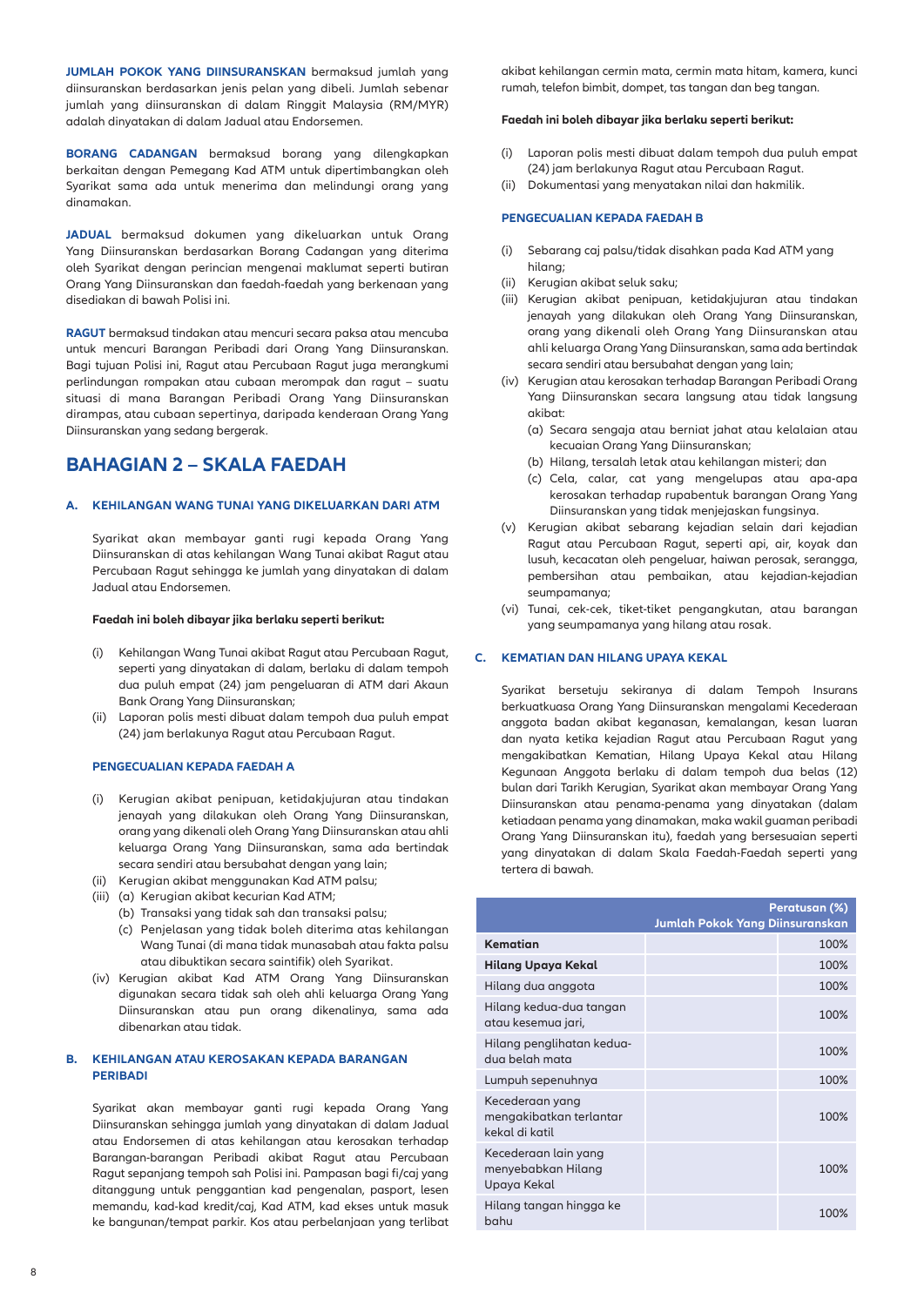**JUMLAH POKOK YANG DIINSURANSKAN** bermaksud jumlah yang diinsuranskan berdasarkan jenis pelan yang dibeli. Jumlah sebenar jumlah yang diinsuranskan di dalam Ringgit Malaysia (RM/MYR) adalah dinyatakan di dalam Jadual atau Endorsemen.

**BORANG CADANGAN** bermaksud borang yang dilengkapkan berkaitan dengan Pemegang Kad ATM untuk dipertimbangkan oleh Syarikat sama ada untuk menerima dan melindungi orang yang dinamakan.

**JADUAL** bermaksud dokumen yang dikeluarkan untuk Orang Yang Diinsuranskan berdasarkan Borang Cadangan yang diterima oleh Syarikat dengan perincian mengenai maklumat seperti butiran Orang Yang Diinsuranskan dan faedah-faedah yang berkenaan yang disediakan di bawah Polisi ini.

**RAGUT** bermaksud tindakan atau mencuri secara paksa atau mencuba untuk mencuri Barangan Peribadi dari Orang Yang Diinsuranskan. Bagi tujuan Polisi ini, Ragut atau Percubaan Ragut juga merangkumi perlindungan rompakan atau cubaan merompak dan ragut – suatu situasi di mana Barangan Peribadi Orang Yang Diinsuranskan dirampas, atau cubaan sepertinya, daripada kenderaan Orang Yang Diinsuranskan yang sedang bergerak.

# BAHAGIAN 2 – SKALA FAEDAH

### A. KEHILANGAN WANG TUNAI YANG DIKELUARKAN DARI ATM

Syarikat akan membayar ganti rugi kepada Orang Yang Diinsuranskan di atas kehilangan Wang Tunai akibat Ragut atau Percubaan Ragut sehingga ke jumlah yang dinyatakan di dalam Jadual atau Endorsemen.

**Faedah ini boleh dibayar jika berlaku seperti berikut:**

(i) Kehilangan Wang Tunai akibat Ragut atau Percubaan Ragut, seperti yang dinyatakan di dalam, berlaku di dalam tempoh dua puluh empat (24) jam pengeluaran di ATM dari Akaun Bank Orang Yang Diinsuranskan;

(ii) Laporan polis mesti dibuat dalam tempoh dua puluh empat (24) jam berlakunya Ragut atau Percubaan Ragut.

**PENGECUALIAN KEPADA FAEDAH A**

(i) Kerugian akibat penipuan, ketidakjujuran atau tindakan jenayah yang dilakukan oleh Orang Yang Diinsuranskan, orang yang dikenali oleh Orang Yang Diinsuranskan atau ahli keluarga Orang Yang Diinsuranskan, sama ada bertindak secara sendiri atau bersubahat dengan yang lain;

(ii) Kerugian akibat menggunakan Kad ATM palsu;

(iii) (a) Kerugian akibat kecurian Kad ATM;
(b) Transaksi yang tidak sah dan transaksi palsu;
(c) Penjelasan yang tidak boleh diterima atas kehilangan Wang Tunai (di mana tidak munasabah atau fakta palsu atau dibuktikan secara saintifik) oleh Syarikat.

(iv) Kerugian akibat Kad ATM Orang Yang Diinsuranskan digunakan secara tidak sah oleh ahli keluarga Orang Yang Diinsuranskan atau pun orang dikenalinya, sama ada dibenarkan atau tidak.

### B. KEHILANGAN ATAU KEROSAKAN KEPADA BARANGAN PERIBADI

Syarikat akan membayar ganti rugi kepada Orang Yang Diinsuranskan sehingga jumlah yang dinyatakan di dalam Jadual atau Endorsemen di atas kehilangan atau kerosakan terhadap Barangan-barangan Peribadi akibat Ragut atau Percubaan Ragut sepanjang tempoh sah Polisi ini. Pampasan bagi fi/caj yang ditanggung untuk penggantian kad pengenalan, pasport, lesen memandu, kad-kad kredit/caj, Kad ATM, kad ekses untuk masuk ke bangunan/tempat parkir. Kos atau perbelanjaan yang terlibat akibat kehilangan cermin mata, cermin mata hitam, kamera, kunci rumah, telefon bimbit, dompet, tas tangan dan beg tangan.

**Faedah ini boleh dibayar jika berlaku seperti berikut:**

(i) Laporan polis mesti dibuat dalam tempoh dua puluh empat (24) jam berlakunya Ragut atau Percubaan Ragut.

(ii) Dokumentasi yang menyatakan nilai dan hakmilik.

**PENGECUALIAN KEPADA FAEDAH B**

(i) Sebarang caj palsu/tidak disahkan pada Kad ATM yang hilang;

(ii) Kerugian akibat seluk saku;

(iii) Kerugian akibat penipuan, ketidakjujuran atau tindakan jenayah yang dilakukan oleh Orang Yang Diinsuranskan, orang yang dikenali oleh Orang Yang Diinsuranskan atau ahli keluarga Orang Yang Diinsuranskan, sama ada bertindak secara sendiri atau bersubahat dengan yang lain;

(iv) Kerugian atau kerosakan terhadap Barangan Peribadi Orang Yang Diinsuranskan secara langsung atau tidak langsung akibat:
(a) Secara sengaja atau berniat jahat atau kelalaian atau kecuaian Orang Yang Diinsuranskan;
(b) Hilang, tersalah letak atau kehilangan misteri; dan
(c) Cela, calar, cat yang mengelupas atau apa-apa kerosakan terhadap rupabentuk barangan Orang Yang Diinsuranskan yang tidak menjejaskan fungsinya.

(v) Kerugian akibat sebarang kejadian selain dari kejadian Ragut atau Percubaan Ragut, seperti api, air, koyak dan lusuh, kecacatan oleh pengeluar, haiwan perosak, serangga, pembersihan atau pembaikan, atau kejadian-kejadian seumpamanya;

(vi) Tunai, cek-cek, tiket-tiket pengangkutan, atau barangan yang seumpamanya yang hilang atau rosak.

### C. KEMATIAN DAN HILANG UPAYA KEKAL

Syarikat bersetuju sekiranya di dalam Tempoh Insurans berkuatkuasa Orang Yang Diinsuranskan mengalami Kecederaan anggota badan akibat keganasan, kemalangan, kesan luaran dan nyata ketika kejadian Ragut atau Percubaan Ragut yang mengakibatkan Kematian, Hilang Upaya Kekal atau Hilang Kegunaan Anggota berlaku di dalam tempoh dua belas (12) bulan dari Tarikh Kerugian, Syarikat akan membayar Orang Yang Diinsuranskan atau penama-penama yang dinyatakan (dalam ketiadaan penama yang dinamakan, maka wakil guaman peribadi Orang Yang Diinsuranskan itu), faedah yang bersesuaian seperti yang dinyatakan di dalam Skala Faedah-Faedah seperti yang tertera di bawah.

| | | Peratusan (%) Jumlah Pokok Yang Diinsuranskan |
|---|---|---|
| **Kematian** | | 100% |
| **Hilang Upaya Kekal** | | 100% |
| Hilang dua anggota | | 100% |
| Hilang kedua-dua tangan atau kesemua jari, | | 100% |
| Hilang penglihatan kedua-dua belah mata | | 100% |
| Lumpuh sepenuhnya | | 100% |
| Kecederaan yang mengakibatkan terlantar kekal di katil | | 100% |
| Kecederaan lain yang menyebabkan Hilang Upaya Kekal | | 100% |
| Hilang tangan hingga ke bahu | | 100% |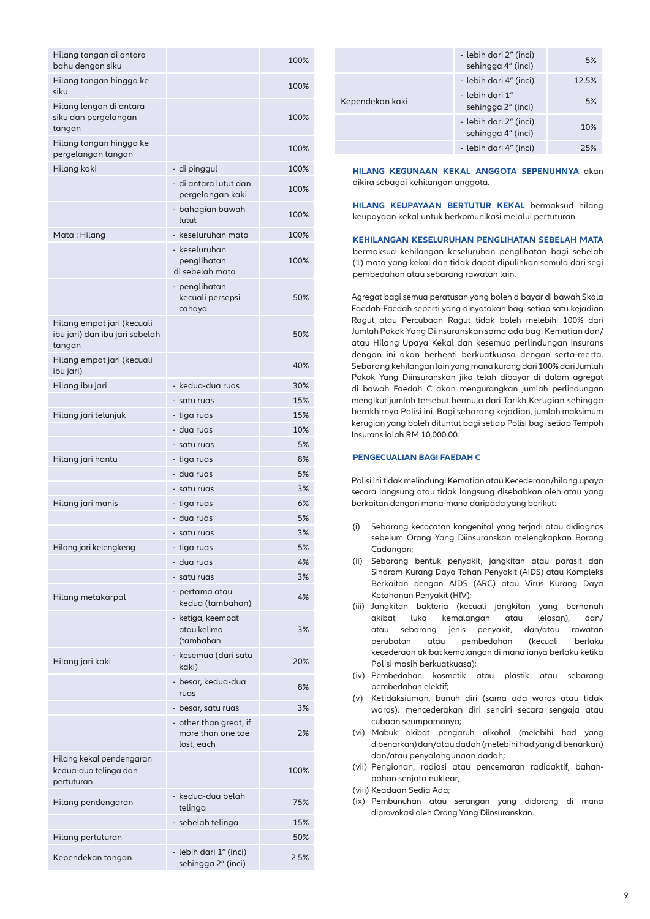| | | |
|---|---|---|
| Hilang tangan di antara bahu dengan siku | | 100% |
| Hilang tangan hingga ke siku | | 100% |
| Hilang lengan di antara siku dan pergelangan tangan | | 100% |
| Hilang tangan hingga ke pergelangan tangan | | 100% |
| Hilang kaki | - di pinggul | 100% |
| | - di antara lutut dan pergelangan kaki | 100% |
| | - bahagian bawah lutut | 100% |
| Mata : Hilang | - keseluruhan mata | 100% |
| | - keseluruhan penglihatan di sebelah mata | 100% |
| | - penglihatan kecuali persepsi cahaya | 50% |
| Hilang empat jari (kecuali ibu jari) dan ibu jari sebelah tangan | | 50% |
| Hilang empat jari (kecuali ibu jari) | | 40% |
| Hilang ibu jari | - kedua-dua ruas | 30% |
| | - satu ruas | 15% |
| Hilang jari telunjuk | - tiga ruas | 15% |
| | - dua ruas | 10% |
| | - satu ruas | 5% |
| Hilang jari hantu | - tiga ruas | 8% |
| | - dua ruas | 5% |
| | - satu ruas | 3% |
| Hilang jari manis | - tiga ruas | 6% |
| | - dua ruas | 5% |
| | - satu ruas | 3% |
| Hilang jari kelengkeng | - tiga ruas | 5% |
| | - dua ruas | 4% |
| | - satu ruas | 3% |
| Hilang metakarpal | - pertama atau kedua (tambahan) | 4% |
| | - ketiga, keempat atau kelima (tambahan | 3% |
| Hilang jari kaki | - kesemua (dari satu kaki) | 20% |
| | - besar, kedua-dua ruas | 8% |
| | - besar, satu ruas | 3% |
| | - other than great, if more than one toe lost, each | 2% |
| Hilang kekal pendengaran kedua-dua telinga dan pertuturan | | 100% |
| Hilang pendengaran | - kedua-dua belah telinga | 75% |
| | - sebelah telinga | 15% |
| Hilang pertuturan | | 50% |
| Kependekan tangan | - lebih dari 1" (inci) sehingga 2" (inci) | 2.5% |
| | - lebih dari 2" (inci) sehingga 4" (inci) | 5% |
| | - lebih dari 4" (inci) | 12.5% |
| Kependekan kaki | - lebih dari 1" sehingga 2" (inci) | 5% |
| | - lebih dari 2" (inci) sehingga 4" (inci) | 10% |
| | - lebih dari 4" (inci) | 25% |

**HILANG KEGUNAAN KEKAL ANGGOTA SEPENUHNYA** akan dikira sebagai kehilangan anggota.

**HILANG KEUPAYAAN BERTUTUR KEKAL** bermaksud hilang keupayaan kekal untuk berkomunikasi melalui pertuturan.

**KEHILANGAN KESELURUHAN PENGLIHATAN SEBELAH MATA** bermaksud kehilangan keseluruhan penglihatan bagi sebelah (1) mata yang kekal dan tidak dapat dipulihkan semula dari segi pembedahan atau sebarang rawatan lain.

Agregat bagi semua peratusan yang boleh dibayar di bawah Skala Faedah-Faedah seperti yang dinyatakan bagi setiap satu kejadian Ragut atau Percubaan Ragut tidak boleh melebihi 100% dari Jumlah Pokok Yang Diinsuranskan sama ada bagi Kematian dan/atau Hilang Upaya Kekal dan kesemua perlindungan insurans dengan ini akan berhenti berkuatkuasa dengan serta-merta. Sebarang kehilangan lain yang mana kurang dari 100% dari Jumlah Pokok Yang Diinsuranskan jika telah dibayar di dalam agregat di bawah Faedah C akan mengurangkan jumlah perlindungan mengikut jumlah tersebut bermula dari Tarikh Kerugian sehingga berakhirnya Polisi ini. Bagi sebarang kejadian, jumlah maksimum kerugian yang boleh dituntut bagi setiap Polisi bagi setiap Tempoh Insurans ialah RM 10,000.00.

**PENGECUALIAN BAGI FAEDAH C**

Polisi ini tidak melindungi Kematian atau Kecederaan/hilang upaya secara langsung atau tidak langsung disebabkan oleh atau yang berkaitan dengan mana-mana daripada yang berikut:

(i) Sebarang kecacatan kongenital yang terjadi atau didiagnos sebelum Orang Yang Diinsuranskan melengkapkan Borang Cadangan;

(ii) Sebarang bentuk penyakit, jangkitan atau parasit dan Sindrom Kurang Daya Tahan Penyakit (AIDS) atau Kompleks Berkaitan dengan AIDS (ARC) atau Virus Kurang Daya Ketahanan Penyakit (HIV);

(iii) Jangkitan bakteria (kecuali jangkitan yang bernanah akibat luka kemalangan atau lelasan), dan/atau sebarang jenis penyakit, dan/atau rawatan perubatan atau pembedahan (kecuali berlaku kecederaan akibat kemalangan di mana ianya berlaku ketika Polisi masih berkuatkuasa);

(iv) Pembedahan kosmetik atau plastik atau sebarang pembedahan elektif;

(v) Ketidaksiuman, bunuh diri (sama ada waras atau tidak waras), mencederakan diri sendiri secara sengaja atau cubaan seumpamanya;

(vi) Mabuk akibat pengaruh alkohol (melebihi had yang dibenarkan) dan/atau dadah (melebihi had yang dibenarkan) dan/atau penyalahgunaan dadah;

(vii) Pengionan, radiasi atau pencemaran radioaktif, bahan-bahan senjata nuklear;

(viii) Keadaan Sedia Ada;

(ix) Pembunuhan atau serangan yang didorong di mana diprovokasi oleh Orang Yang Diinsuranskan.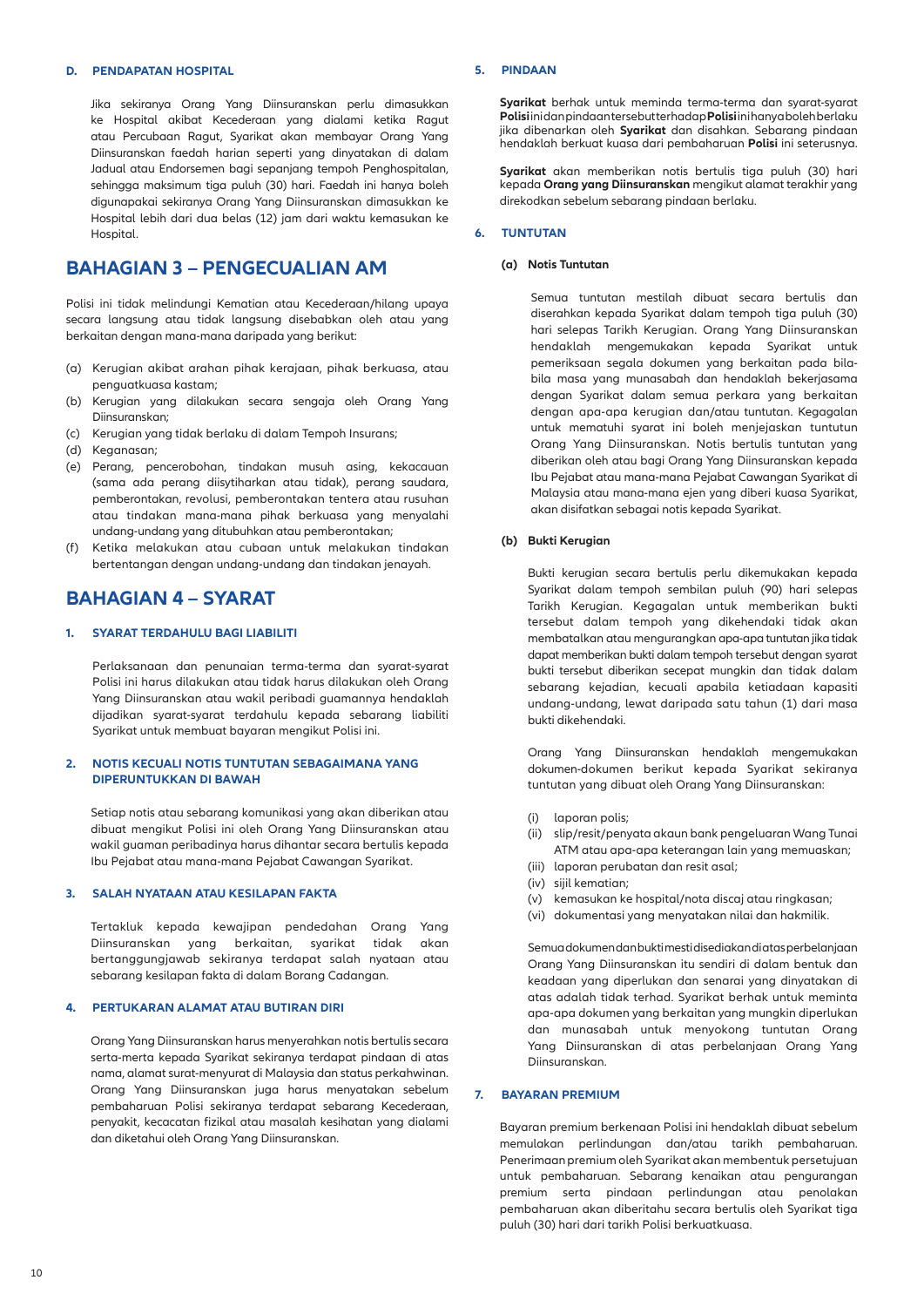### D. PENDAPATAN HOSPITAL

Jika sekiranya Orang Yang Diinsuranskan perlu dimasukkan ke Hospital akibat Kecederaan yang dialami ketika Ragut atau Percubaan Ragut, Syarikat akan membayar Orang Yang Diinsuranskan faedah harian seperti yang dinyatakan di dalam Jadual atau Endorsemen bagi sepanjang tempoh Penghospitalan, sehingga maksimum tiga puluh (30) hari. Faedah ini hanya boleh digunapakai sekiranya Orang Yang Diinsuranskan dimasukkan ke Hospital lebih dari dua belas (12) jam dari waktu kemasukan ke Hospital.

## BAHAGIAN 3 – PENGECUALIAN AM

Polisi ini tidak melindungi Kematian atau Kecederaan/hilang upaya secara langsung atau tidak langsung disebabkan oleh atau yang berkaitan dengan mana-mana daripada yang berikut:

(a) Kerugian akibat arahan pihak kerajaan, pihak berkuasa, atau penguatkuasa kastam;
(b) Kerugian yang dilakukan secara sengaja oleh Orang Yang Diinsuranskan;
(c) Kerugian yang tidak berlaku di dalam Tempoh Insurans;
(d) Keganasan;
(e) Perang, pencerobohan, tindakan musuh asing, kekacauan (sama ada perang diisytiharkan atau tidak), perang saudara, pemberontakan, revolusi, pemberontakan tentera atau rusuhan atau tindakan mana-mana pihak berkuasa yang menyalahi undang-undang yang ditubuhkan atau pemberontakan;
(f) Ketika melakukan atau cubaan untuk melakukan tindakan bertentangan dengan undang-undang dan tindakan jenayah.

## BAHAGIAN 4 – SYARAT

### 1. SYARAT TERDAHULU BAGI LIABILITI

Perlaksanaan dan penunaian terma-terma dan syarat-syarat Polisi ini harus dilakukan atau tidak harus dilakukan oleh Orang Yang Diinsuranskan atau wakil peribadi guamannya hendaklah dijadikan syarat-syarat terdahulu kepada sebarang liabiliti Syarikat untuk membuat bayaran mengikut Polisi ini.

### 2. NOTIS KECUALI NOTIS TUNTUTAN SEBAGAIMANA YANG DIPERUNTUKKAN DI BAWAH

Setiap notis atau sebarang komunikasi yang akan diberikan atau dibuat mengikut Polisi ini oleh Orang Yang Diinsuranskan atau wakil guaman peribadinya harus dihantar secara bertulis kepada Ibu Pejabat atau mana-mana Pejabat Cawangan Syarikat.

### 3. SALAH NYATAAN ATAU KESILAPAN FAKTA

Tertakluk kepada kewajipan pendedahan Orang Yang Diinsuranskan yang berkaitan, syarikat tidak akan bertanggungjawab sekiranya terdapat salah nyataan atau sebarang kesilapan fakta di dalam Borang Cadangan.

### 4. PERTUKARAN ALAMAT ATAU BUTIRAN DIRI

Orang Yang Diinsuranskan harus menyerahkan notis bertulis secara serta-merta kepada Syarikat sekiranya terdapat pindaan di atas nama, alamat surat-menyurat di Malaysia dan status perkahwinan. Orang Yang Diinsuranskan juga harus menyatakan sebelum pembaharuan Polisi sekiranya terdapat sebarang Kecederaan, penyakit, kecacatan fizikal atau masalah kesihatan yang dialami dan diketahui oleh Orang Yang Diinsuranskan.

### 5. PINDAAN

**Syarikat** berhak untuk meminda terma-terma dan syarat-syarat **Polisi** ini dan pindaan tersebut terhadap **Polisi** ini hanya boleh berlaku jika dibenarkan oleh **Syarikat** dan disahkan. Sebarang pindaan hendaklah berkuat kuasa dari pembaharuan **Polisi** ini seterusnya.

**Syarikat** akan memberikan notis bertulis tiga puluh (30) hari kepada **Orang yang Diinsuranskan** mengikut alamat terakhir yang direkodkan sebelum sebarang pindaan berlaku.

### 6. TUNTUTAN

**(a) Notis Tuntutan**

Semua tuntutan mestilah dibuat secara bertulis dan diserahkan kepada Syarikat dalam tempoh tiga puluh (30) hari selepas Tarikh Kerugian. Orang Yang Diinsuranskan hendaklah mengemukakan kepada Syarikat untuk pemeriksaan segala dokumen yang berkaitan pada bila-bila masa yang munasabah dan hendaklah bekerjasama dengan Syarikat dalam semua perkara yang berkaitan dengan apa-apa kerugian dan/atau tuntutan. Kegagalan untuk mematuhi syarat ini boleh menjejaskan tuntutun Orang Yang Diinsuranskan. Notis bertulis tuntutan yang diberikan oleh atau bagi Orang Yang Diinsuranskan kepada Ibu Pejabat atau mana-mana Pejabat Cawangan Syarikat di Malaysia atau mana-mana ejen yang diberi kuasa Syarikat, akan disifatkan sebagai notis kepada Syarikat.

**(b) Bukti Kerugian**

Bukti kerugian secara bertulis perlu dikemukakan kepada Syarikat dalam tempoh sembilan puluh (90) hari selepas Tarikh Kerugian. Kegagalan untuk memberikan bukti tersebut dalam tempoh yang dikehendaki tidak akan membatalkan atau mengurangkan apa-apa tuntutan jika tidak dapat memberikan bukti dalam tempoh tersebut dengan syarat bukti tersebut diberikan secepat mungkin dan tidak dalam sebarang kejadian, kecuali apabila ketiadaan kapasiti undang-undang, lewat daripada satu tahun (1) dari masa bukti dikehendaki.

Orang Yang Diinsuranskan hendaklah mengemukakan dokumen-dokumen berikut kepada Syarikat sekiranya tuntutan yang dibuat oleh Orang Yang Diinsuranskan:

(i) laporan polis;
(ii) slip/resit/penyata akaun bank pengeluaran Wang Tunai ATM atau apa-apa keterangan lain yang memuaskan;
(iii) laporan perubatan dan resit asal;
(iv) sijil kematian;
(v) kemasukan ke hospital/nota discaj atau ringkasan;
(vi) dokumentasi yang menyatakan nilai dan hakmilik.

Semua dokumen dan bukti mesti disediakan di atas perbelanjaan Orang Yang Diinsuranskan itu sendiri di dalam bentuk dan keadaan yang diperlukan dan senarai yang dinyatakan di atas adalah tidak terhad. Syarikat berhak untuk meminta apa-apa dokumen yang berkaitan yang mungkin diperlukan dan munasabah untuk menyokong tuntutan Orang Yang Diinsuranskan di atas perbelanjaan Orang Yang Diinsuranskan.

### 7. BAYARAN PREMIUM

Bayaran premium berkenaan Polisi ini hendaklah dibuat sebelum memulakan perlindungan dan/atau tarikh pembaharuan. Penerimaan premium oleh Syarikat akan membentuk persetujuan untuk pembaharuan. Sebarang kenaikan atau pengurangan premium serta pindaan perlindungan atau penolakan pembaharuan akan diberitahu secara bertulis oleh Syarikat tiga puluh (30) hari dari tarikh Polisi berkuatkuasa.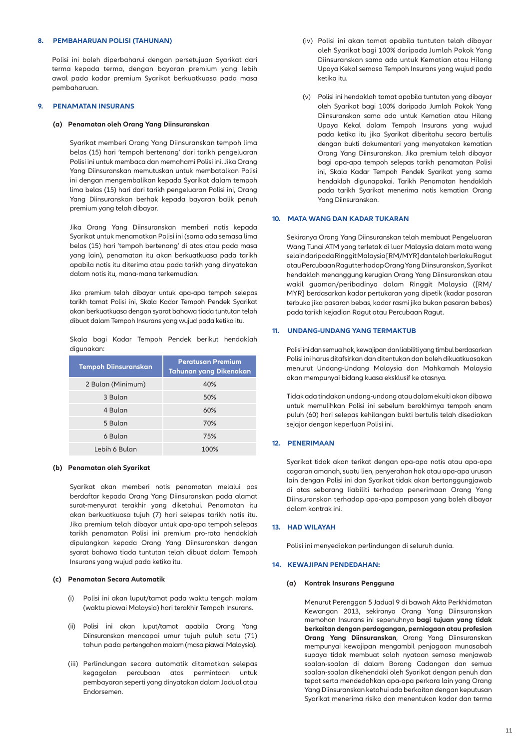## 8. PEMBAHARUAN POLISI (TAHUNAN)

Polisi ini boleh diperbaharui dengan persetujuan Syarikat dari terma kepada terma, dengan bayaran premium yang lebih awal pada kadar premium Syarikat berkuatkuasa pada masa pembaharuan.

## 9. PENAMATAN INSURANS

### (a) Penamatan oleh Orang Yang Diinsuranskan

Syarikat memberi Orang Yang Diinsuranskan tempoh lima belas (15) hari 'tempoh bertenang' dari tarikh pengeluaran Polisi ini untuk membaca dan memahami Polisi ini. Jika Orang Yang Diinsuranskan memutuskan untuk membatalkan Polisi ini dengan mengembalikan kepada Syarikat dalam tempoh lima belas (15) hari dari tarikh pengeluaran Polisi ini, Orang Yang Diinsuranskan berhak kepada bayaran balik penuh premium yang telah dibayar.

Jika Orang Yang Diinsuranskan memberi notis kepada Syarikat untuk menamatkan Polisi ini (sama ada semasa lima belas (15) hari 'tempoh bertenang' di atas atau pada masa yang lain), penamatan itu akan berkuatkuasa pada tarikh apabila notis itu diterima atau pada tarikh yang dinyatakan dalam notis itu, mana-mana terkemudian.

Jika premium telah dibayar untuk apa-apa tempoh selepas tarikh tamat Polisi ini, Skala Kadar Tempoh Pendek Syarikat akan berkuatkuasa dengan syarat bahawa tiada tuntutan telah dibuat dalam Tempoh Insurans yang wujud pada ketika itu.

Skala bagi Kadar Tempoh Pendek berikut hendaklah digunakan:

| Tempoh Diinsuranskan | Peratusan Premium Tahunan yang Dikenakan |
|---|---|
| 2 Bulan (Minimum) | 40% |
| 3 Bulan | 50% |
| 4 Bulan | 60% |
| 5 Bulan | 70% |
| 6 Bulan | 75% |
| Lebih 6 Bulan | 100% |

### (b) Penamatan oleh Syarikat

Syarikat akan memberi notis penamatan melalui pos berdaftar kepada Orang Yang Diinsuranskan pada alamat surat-menyurat terakhir yang diketahui. Penamatan itu akan berkuatkuasa tujuh (7) hari selepas tarikh notis itu. Jika premium telah dibayar untuk apa-apa tempoh selepas tarikh penamatan Polisi ini premium pro-rata hendaklah dipulangkan kepada Orang Yang Diinsuranskan dengan syarat bahawa tiada tuntutan telah dibuat dalam Tempoh Insurans yang wujud pada ketika itu.

### (c) Penamatan Secara Automatik

(i) Polisi ini akan luput/tamat pada waktu tengah malam (waktu piawai Malaysia) hari terakhir Tempoh Insurans.

(ii) Polisi ini akan luput/tamat apabila Orang Yang Diinsuranskan mencapai umur tujuh puluh satu (71) tahun pada pertengahan malam (masa piawai Malaysia).

(iii) Perlindungan secara automatik ditamatkan selepas kegagalan percubaan atas permintaan untuk pembayaran seperti yang dinyatakan dalam Jadual atau Endorsemen.

(iv) Polisi ini akan tamat apabila tuntutan telah dibayar oleh Syarikat bagi 100% daripada Jumlah Pokok Yang Diinsuranskan sama ada untuk Kematian atau Hilang Upaya Kekal semasa Tempoh Insurans yang wujud pada ketika itu.

(v) Polisi ini hendaklah tamat apabila tuntutan yang dibayar oleh Syarikat bagi 100% daripada Jumlah Pokok Yang Diinsuranskan sama ada untuk Kematian atau Hilang Upaya Kekal dalam Tempoh Insurans yang wujud pada ketika itu jika Syarikat diberitahu secara bertulis dengan bukti dokumentari yang menyatakan kematian Orang Yang Diinsuranskan. Jika premium telah dibayar bagi apa-apa tempoh selepas tarikh penamatan Polisi ini, Skala Kadar Tempoh Pendek Syarikat yang sama hendaklah digunapakai. Tarikh Penamatan hendaklah pada tarikh Syarikat menerima notis kematian Orang Yang Diinsuranskan.

## 10. MATA WANG DAN KADAR TUKARAN

Sekiranya Orang Yang Diinsuranskan telah membuat Pengeluaran Wang Tunai ATM yang terletak di luar Malaysia dalam mata wang selain daripada Ringgit Malaysia [RM/MYR] dan telah berlaku Ragut atau Percubaan Ragut terhadap Orang Yang Diinsuranskan, Syarikat hendaklah menanggung kerugian Orang Yang Diinsuranskan atau wakil guaman/peribadinya dalam Ringgit Malaysia ([RM/MYR] berdasarkan kadar pertukaran yang dipetik (kadar pasaran terbuka jika pasaran bebas, kadar rasmi jika bukan pasaran bebas) pada tarikh kejadian Ragut atau Percubaan Ragut.

## 11. UNDANG-UNDANG YANG TERMAKTUB

Polisi ini dan semua hak, kewajipan dan liabiliti yang timbul berdasarkan Polisi ini harus ditafsirkan dan ditentukan dan boleh dikuatkuasakan menurut Undang-Undang Malaysia dan Mahkamah Malaysia akan mempunyai bidang kuasa eksklusif ke atasnya.

Tidak ada tindakan undang-undang atau dalam ekuiti akan dibawa untuk memulihkan Polisi ini sebelum berakhirnya tempoh enam puluh (60) hari selepas kehilangan bukti bertulis telah disediakan sejajar dengan keperluan Polisi ini.

## 12. PENERIMAAN

Syarikat tidak akan terikat dengan apa-apa notis atau apa-apa cagaran amanah, suatu lien, penyerahan hak atau apa-apa urusan lain dengan Polisi ini dan Syarikat tidak akan bertanggungjawab di atas sebarang liabiliti terhadap penerimaan Orang Yang Diinsuranskan terhadap apa-apa pampasan yang boleh dibayar dalam kontrak ini.

## 13. HAD WILAYAH

Polisi ini menyediakan perlindungan di seluruh dunia.

## 14. KEWAJIPAN PENDEDAHAN:

### (a) Kontrak Insurans Pengguna

Menurut Perenggan 5 Jadual 9 di bawah Akta Perkhidmatan Kewangan 2013, sekiranya Orang Yang Diinsuranskan memohon Insurans ini sepenuhnya **bagi tujuan yang tidak berkaitan dengan perdagangan, perniagaan atau profesion Orang Yang Diinsuranskan**, Orang Yang Diinsuranskan mempunyai kewajipan mengambil penjagaan munasabah supaya tidak membuat salah nyataan semasa menjawab soalan-soalan di dalam Borang Cadangan dan semua soalan-soalan dikehendaki oleh Syarikat dengan penuh dan tepat serta mendedahkan apa-apa perkara lain yang Orang Yang Diinsuranskan ketahui ada berkaitan dengan keputusan Syarikat menerima risiko dan menentukan kadar dan terma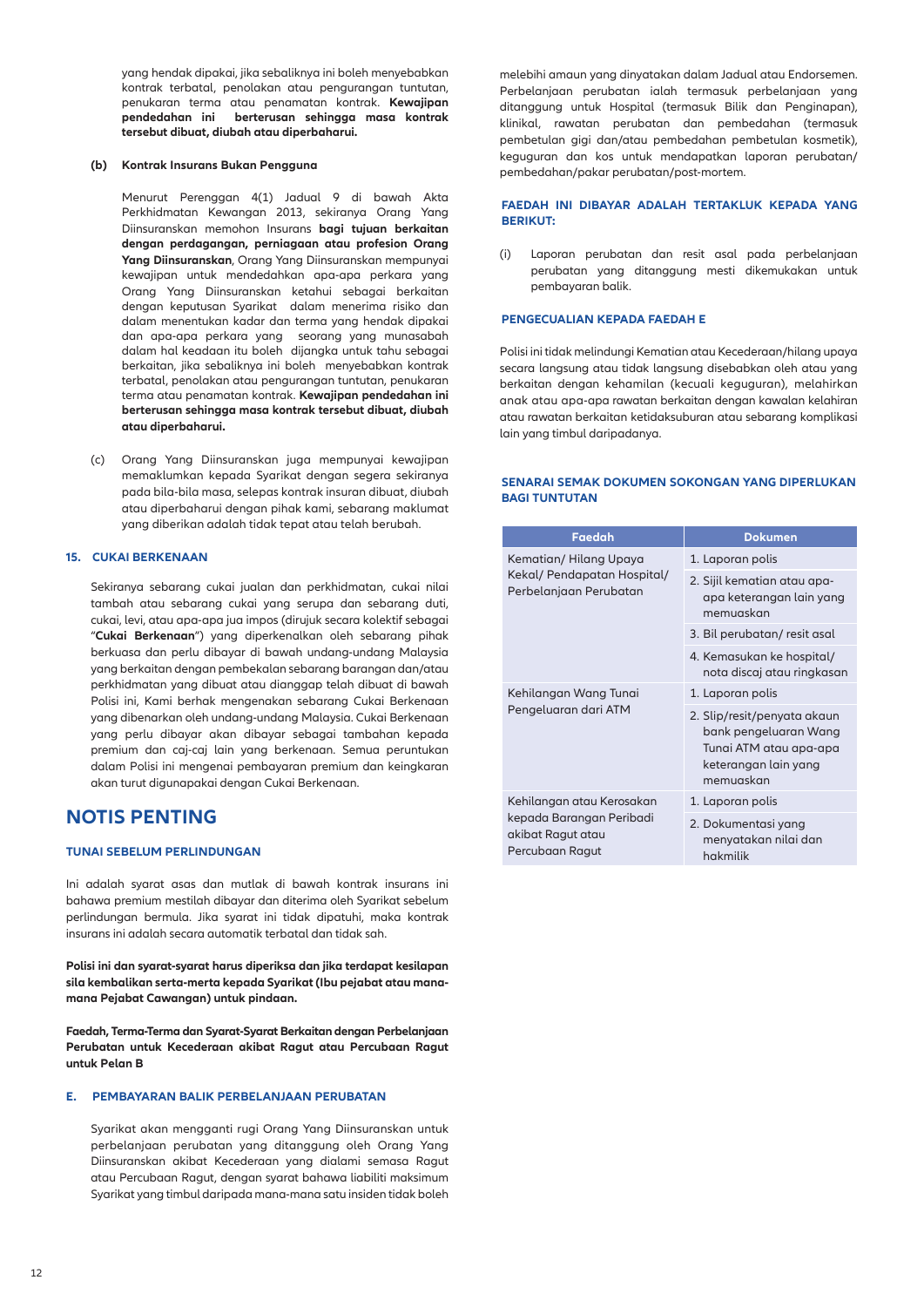yang hendak dipakai, jika sebaliknya ini boleh menyebabkan kontrak terbatal, penolakan atau pengurangan tuntutan, penukaran terma atau penamatan kontrak. **Kewajipan pendedahan ini berterusan sehingga masa kontrak tersebut dibuat, diubah atau diperbaharui.**

**(b) Kontrak Insurans Bukan Pengguna**

Menurut Perenggan 4(1) Jadual 9 di bawah Akta Perkhidmatan Kewangan 2013, sekiranya Orang Yang Diinsuranskan memohon Insurans **bagi tujuan berkaitan dengan perdagangan, perniagaan atau profesion Orang Yang Diinsuranskan**, Orang Yang Diinsuranskan mempunyai kewajipan untuk mendedahkan apa-apa perkara yang Orang Yang Diinsuranskan ketahui sebagai berkaitan dengan keputusan Syarikat dalam menerima risiko dan dalam menentukan kadar dan terma yang hendak dipakai dan apa-apa perkara yang seorang yang munasabah dalam hal keadaan itu boleh dijangka untuk tahu sebagai berkaitan, jika sebaliknya ini boleh menyebabkan kontrak terbatal, penolakan atau pengurangan tuntutan, penukaran terma atau penamatan kontrak. **Kewajipan pendedahan ini berterusan sehingga masa kontrak tersebut dibuat, diubah atau diperbaharui.**

(c) Orang Yang Diinsuranskan juga mempunyai kewajipan memaklumkan kepada Syarikat dengan segera sekiranya pada bila-bila masa, selepas kontrak insuran dibuat, diubah atau diperbaharui dengan pihak kami, sebarang maklumat yang diberikan adalah tidak tepat atau telah berubah.

### 15. CUKAI BERKENAAN

Sekiranya sebarang cukai jualan dan perkhidmatan, cukai nilai tambah atau sebarang cukai yang serupa dan sebarang duti, cukai, levi, atau apa-apa jua impos (dirujuk secara kolektif sebagai "**Cukai Berkenaan**") yang diperkenalkan oleh sebarang pihak berkuasa dan perlu dibayar di bawah undang-undang Malaysia yang berkaitan dengan pembekalan sebarang barangan dan/atau perkhidmatan yang dibuat atau dianggap telah dibuat di bawah Polisi ini, Kami berhak mengenakan sebarang Cukai Berkenaan yang dibenarkan oleh undang-undang Malaysia. Cukai Berkenaan yang perlu dibayar akan dibayar sebagai tambahan kepada premium dan caj-caj lain yang berkenaan. Semua peruntukan dalam Polisi ini mengenai pembayaran premium dan keingkaran akan turut digunapakai dengan Cukai Berkenaan.

## NOTIS PENTING

### TUNAI SEBELUM PERLINDUNGAN

Ini adalah syarat asas dan mutlak di bawah kontrak insurans ini bahawa premium mestilah dibayar dan diterima oleh Syarikat sebelum perlindungan bermula. Jika syarat ini tidak dipatuhi, maka kontrak insurans ini adalah secara automatik terbatal dan tidak sah.

**Polisi ini dan syarat-syarat harus diperiksa dan jika terdapat kesilapan sila kembalikan serta-merta kepada Syarikat (Ibu pejabat atau mana-mana Pejabat Cawangan) untuk pindaan.**

**Faedah, Terma-Terma dan Syarat-Syarat Berkaitan dengan Perbelanjaan Perubatan untuk Kecederaan akibat Ragut atau Percubaan Ragut untuk Pelan B**

### E. PEMBAYARAN BALIK PERBELANJAAN PERUBATAN

Syarikat akan mengganti rugi Orang Yang Diinsuranskan untuk perbelanjaan perubatan yang ditanggung oleh Orang Yang Diinsuranskan akibat Kecederaan yang dialami semasa Ragut atau Percubaan Ragut, dengan syarat bahawa liabiliti maksimum Syarikat yang timbul daripada mana-mana satu insiden tidak boleh melebihi amaun yang dinyatakan dalam Jadual atau Endorsemen. Perbelanjaan perubatan ialah termasuk perbelanjaan yang ditanggung untuk Hospital (termasuk Bilik dan Penginapan), klinikal, rawatan perubatan dan pembedahan (termasuk pembetulan gigi dan/atau pembedahan pembetulan kosmetik), keguguran dan kos untuk mendapatkan laporan perubatan/ pembedahan/pakar perubatan/post-mortem.

### FAEDAH INI DIBAYAR ADALAH TERTAKLUK KEPADA YANG BERIKUT:

(i) Laporan perubatan dan resit asal pada perbelanjaan perubatan yang ditanggung mesti dikemukakan untuk pembayaran balik.

### PENGECUALIAN KEPADA FAEDAH E

Polisi ini tidak melindungi Kematian atau Kecederaan/hilang upaya secara langsung atau tidak langsung disebabkan oleh atau yang berkaitan dengan kehamilan (kecuali keguguran), melahirkan anak atau apa-apa rawatan berkaitan dengan kawalan kelahiran atau rawatan berkaitan ketidaksuburan atau sebarang komplikasi lain yang timbul daripadanya.

### SENARAI SEMAK DOKUMEN SOKONGAN YANG DIPERLUKAN BAGI TUNTUTAN

| Faedah | Dokumen |
|---|---|
| Kematian/ Hilang Upaya Kekal/ Pendapatan Hospital/ Perbelanjaan Perubatan | 1. Laporan polis |
| | 2. Sijil kematian atau apa-apa keterangan lain yang memuaskan |
| | 3. Bil perubatan/ resit asal |
| | 4. Kemasukan ke hospital/ nota discaj atau ringkasan |
| Kehilangan Wang Tunai Pengeluaran dari ATM | 1. Laporan polis |
| | 2. Slip/resit/penyata akaun bank pengeluaran Wang Tunai ATM atau apa-apa keterangan lain yang memuaskan |
| Kehilangan atau Kerosakan kepada Barangan Peribadi akibat Ragut atau Percubaan Ragut | 1. Laporan polis |
| | 2. Dokumentasi yang menyatakan nilai dan hakmilik |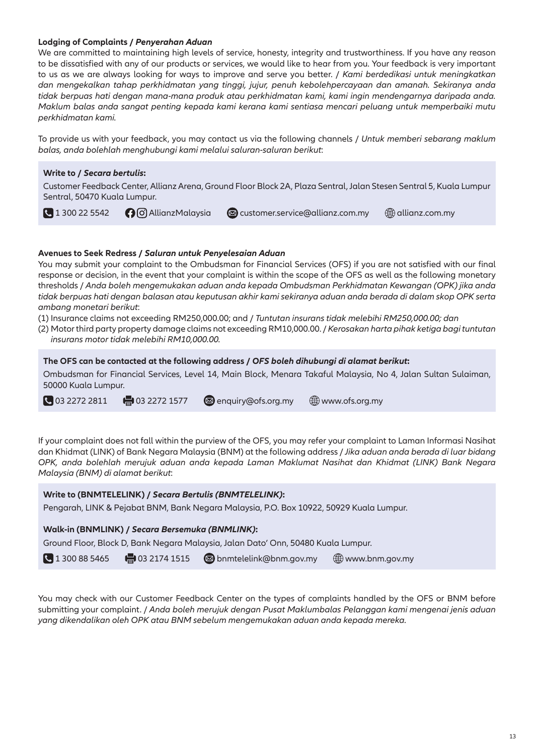**Lodging of Complaints / *Penyerahan Aduan***

We are committed to maintaining high levels of service, honesty, integrity and trustworthiness. If you have any reason to be dissatisfied with any of our products or services, we would like to hear from you. Your feedback is very important to us as we are always looking for ways to improve and serve you better. / *Kami berdedikasi untuk meningkatkan dan mengekalkan tahap perkhidmatan yang tinggi, jujur, penuh kebolehpercayaan dan amanah. Sekiranya anda tidak berpuas hati dengan mana-mana produk atau perkhidmatan kami, kami ingin mendengarnya daripada anda. Maklum balas anda sangat penting kepada kami kerana kami sentiasa mencari peluang untuk memperbaiki mutu perkhidmatan kami.*

To provide us with your feedback, you may contact us via the following channels / *Untuk memberi sebarang maklum balas, anda bolehlah menghubungi kami melalui saluran-saluran berikut*:

**Write to / *Secara bertulis*:**

Customer Feedback Center, Allianz Arena, Ground Floor Block 2A, Plaza Sentral, Jalan Stesen Sentral 5, Kuala Lumpur Sentral, 50470 Kuala Lumpur.

1 300 22 5542 | AllianzMalaysia | customer.service@allianz.com.my | allianz.com.my

**Avenues to Seek Redress / *Saluran untuk Penyelesaian Aduan***

You may submit your complaint to the Ombudsman for Financial Services (OFS) if you are not satisfied with our final response or decision, in the event that your complaint is within the scope of the OFS as well as the following monetary thresholds / *Anda boleh mengemukakan aduan anda kepada Ombudsman Perkhidmatan Kewangan (OPK) jika anda tidak berpuas hati dengan balasan atau keputusan akhir kami sekiranya aduan anda berada di dalam skop OPK serta ambang monetari berikut*:

(1) Insurance claims not exceeding RM250,000.00; and / *Tuntutan insurans tidak melebihi RM250,000.00; dan*
(2) Motor third party property damage claims not exceeding RM10,000.00. / *Kerosakan harta pihak ketiga bagi tuntutan insurans motor tidak melebihi RM10,000.00.*

**The OFS can be contacted at the following address / *OFS boleh dihubungi di alamat berikut*:**

Ombudsman for Financial Services, Level 14, Main Block, Menara Takaful Malaysia, No 4, Jalan Sultan Sulaiman, 50000 Kuala Lumpur.

03 2272 2811 | 03 2272 1577 | enquiry@ofs.org.my | www.ofs.org.my

If your complaint does not fall within the purview of the OFS, you may refer your complaint to Laman Informasi Nasihat dan Khidmat (LINK) of Bank Negara Malaysia (BNM) at the following address / *Jika aduan anda berada di luar bidang OPK, anda bolehlah merujuk aduan anda kepada Laman Maklumat Nasihat dan Khidmat (LINK) Bank Negara Malaysia (BNM) di alamat berikut*:

**Write to (BNMTELELINK) / *Secara Bertulis (BNMTELELINK)*:**

Pengarah, LINK & Pejabat BNM, Bank Negara Malaysia, P.O. Box 10922, 50929 Kuala Lumpur.

**Walk-in (BNMLINK) / *Secara Bersemuka (BNMLINK)*:**

Ground Floor, Block D, Bank Negara Malaysia, Jalan Dato' Onn, 50480 Kuala Lumpur.

1 300 88 5465 | 03 2174 1515 | bnmtelelink@bnm.gov.my | www.bnm.gov.my

You may check with our Customer Feedback Center on the types of complaints handled by the OFS or BNM before submitting your complaint. / *Anda boleh merujuk dengan Pusat Maklumbalas Pelanggan kami mengenai jenis aduan yang dikendalikan oleh OPK atau BNM sebelum mengemukakan aduan anda kepada mereka.*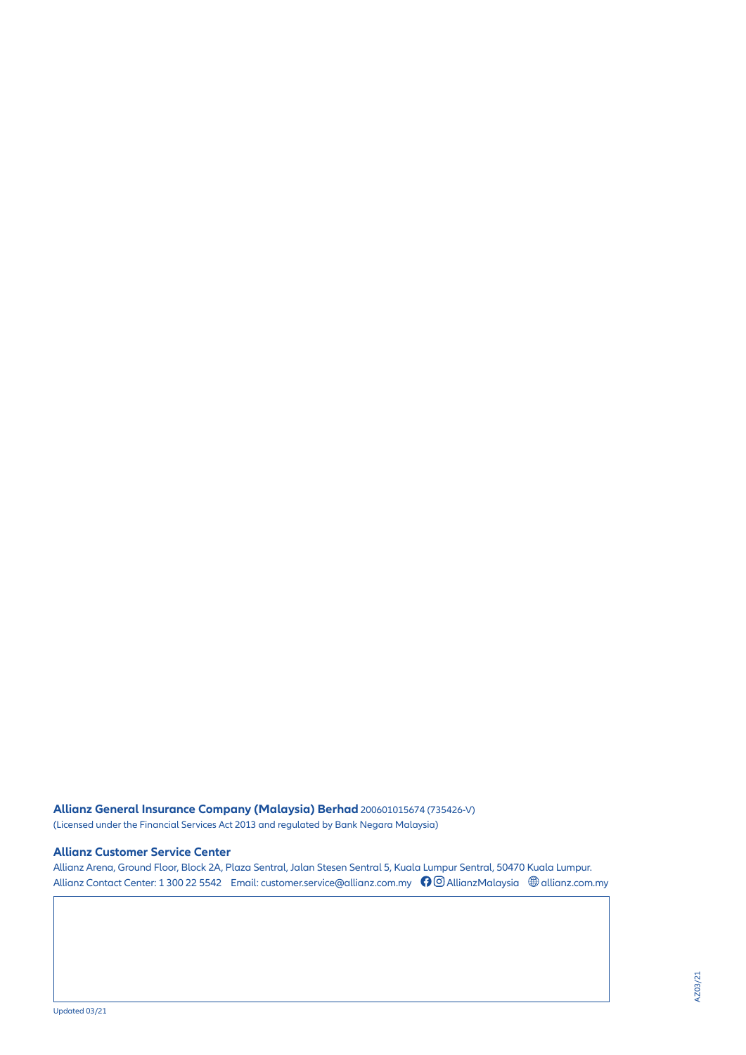**Allianz General Insurance Company (Malaysia) Berhad** 200601015674 (735426-V)
(Licensed under the Financial Services Act 2013 and regulated by Bank Negara Malaysia)

**Allianz Customer Service Center**
Allianz Arena, Ground Floor, Block 2A, Plaza Sentral, Jalan Stesen Sentral 5, Kuala Lumpur Sentral, 50470 Kuala Lumpur.
Allianz Contact Center: 1 300 22 5542 Email: customer.service@allianz.com.my AllianzMalaysia allianz.com.my

Updated 03/21

AZ03/21